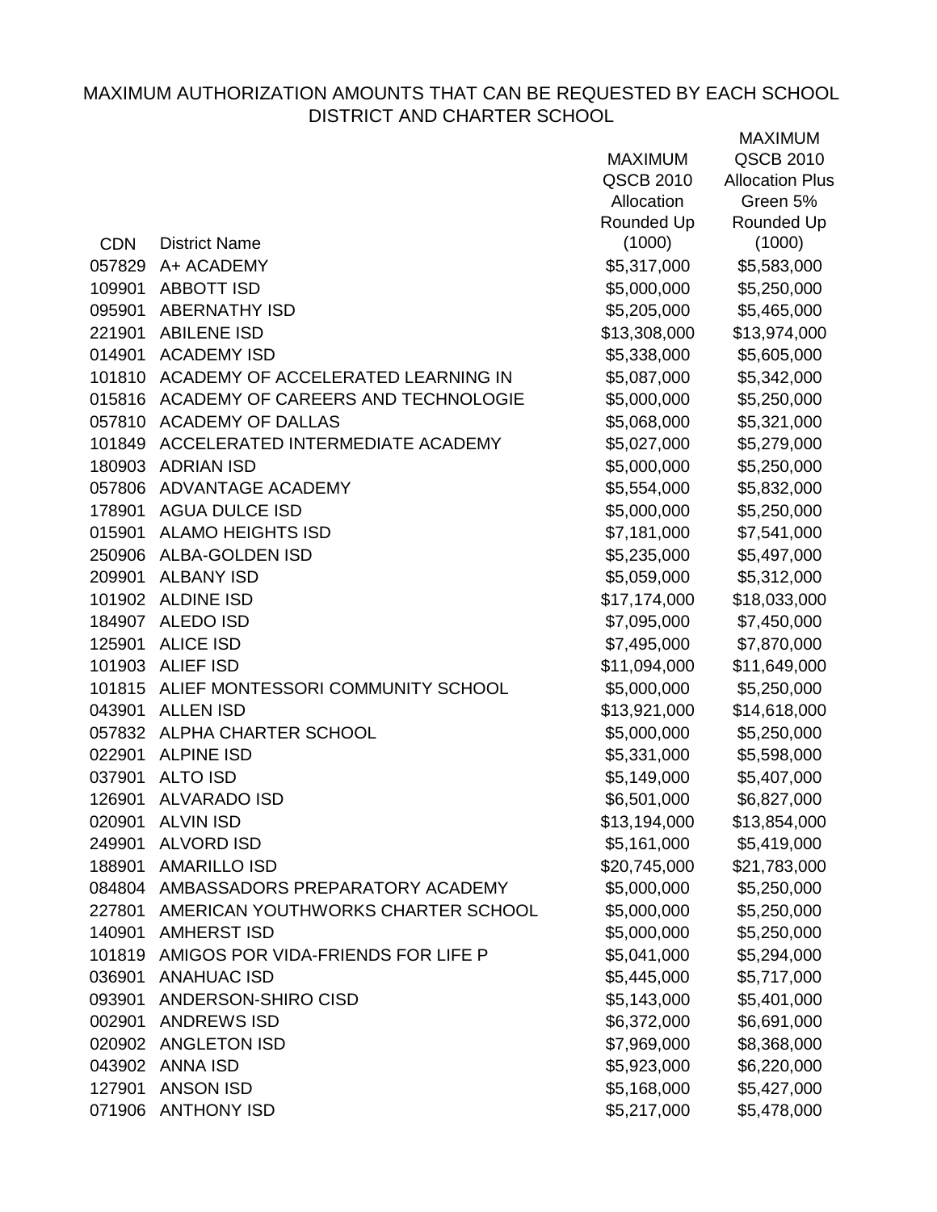# MAXIMUM AUTHORIZATION AMOUNTS THAT CAN BE REQUESTED BY EACH SCHOOL DISTRICT AND CHARTER SCHOOL

| CDN | District Name | MAXIMUM QSCB 2010 Allocation Rounded Up (1000) | MAXIMUM QSCB 2010 Allocation Plus Green 5% Rounded Up (1000) |
|---|---|---|---|
| 057829 | A+ ACADEMY | $5,317,000 | $5,583,000 |
| 109901 | ABBOTT ISD | $5,000,000 | $5,250,000 |
| 095901 | ABERNATHY ISD | $5,205,000 | $5,465,000 |
| 221901 | ABILENE ISD | $13,308,000 | $13,974,000 |
| 014901 | ACADEMY ISD | $5,338,000 | $5,605,000 |
| 101810 | ACADEMY OF ACCELERATED LEARNING IN | $5,087,000 | $5,342,000 |
| 015816 | ACADEMY OF CAREERS AND TECHNOLOGIE | $5,000,000 | $5,250,000 |
| 057810 | ACADEMY OF DALLAS | $5,068,000 | $5,321,000 |
| 101849 | ACCELERATED INTERMEDIATE ACADEMY | $5,027,000 | $5,279,000 |
| 180903 | ADRIAN ISD | $5,000,000 | $5,250,000 |
| 057806 | ADVANTAGE ACADEMY | $5,554,000 | $5,832,000 |
| 178901 | AGUA DULCE ISD | $5,000,000 | $5,250,000 |
| 015901 | ALAMO HEIGHTS ISD | $7,181,000 | $7,541,000 |
| 250906 | ALBA-GOLDEN ISD | $5,235,000 | $5,497,000 |
| 209901 | ALBANY ISD | $5,059,000 | $5,312,000 |
| 101902 | ALDINE ISD | $17,174,000 | $18,033,000 |
| 184907 | ALEDO ISD | $7,095,000 | $7,450,000 |
| 125901 | ALICE ISD | $7,495,000 | $7,870,000 |
| 101903 | ALIEF ISD | $11,094,000 | $11,649,000 |
| 101815 | ALIEF MONTESSORI COMMUNITY SCHOOL | $5,000,000 | $5,250,000 |
| 043901 | ALLEN ISD | $13,921,000 | $14,618,000 |
| 057832 | ALPHA CHARTER SCHOOL | $5,000,000 | $5,250,000 |
| 022901 | ALPINE ISD | $5,331,000 | $5,598,000 |
| 037901 | ALTO ISD | $5,149,000 | $5,407,000 |
| 126901 | ALVARADO ISD | $6,501,000 | $6,827,000 |
| 020901 | ALVIN ISD | $13,194,000 | $13,854,000 |
| 249901 | ALVORD ISD | $5,161,000 | $5,419,000 |
| 188901 | AMARILLO ISD | $20,745,000 | $21,783,000 |
| 084804 | AMBASSADORS PREPARATORY ACADEMY | $5,000,000 | $5,250,000 |
| 227801 | AMERICAN YOUTHWORKS CHARTER SCHOOL | $5,000,000 | $5,250,000 |
| 140901 | AMHERST ISD | $5,000,000 | $5,250,000 |
| 101819 | AMIGOS POR VIDA-FRIENDS FOR LIFE P | $5,041,000 | $5,294,000 |
| 036901 | ANAHUAC ISD | $5,445,000 | $5,717,000 |
| 093901 | ANDERSON-SHIRO CISD | $5,143,000 | $5,401,000 |
| 002901 | ANDREWS ISD | $6,372,000 | $6,691,000 |
| 020902 | ANGLETON ISD | $7,969,000 | $8,368,000 |
| 043902 | ANNA ISD | $5,923,000 | $6,220,000 |
| 127901 | ANSON ISD | $5,168,000 | $5,427,000 |
| 071906 | ANTHONY ISD | $5,217,000 | $5,478,000 |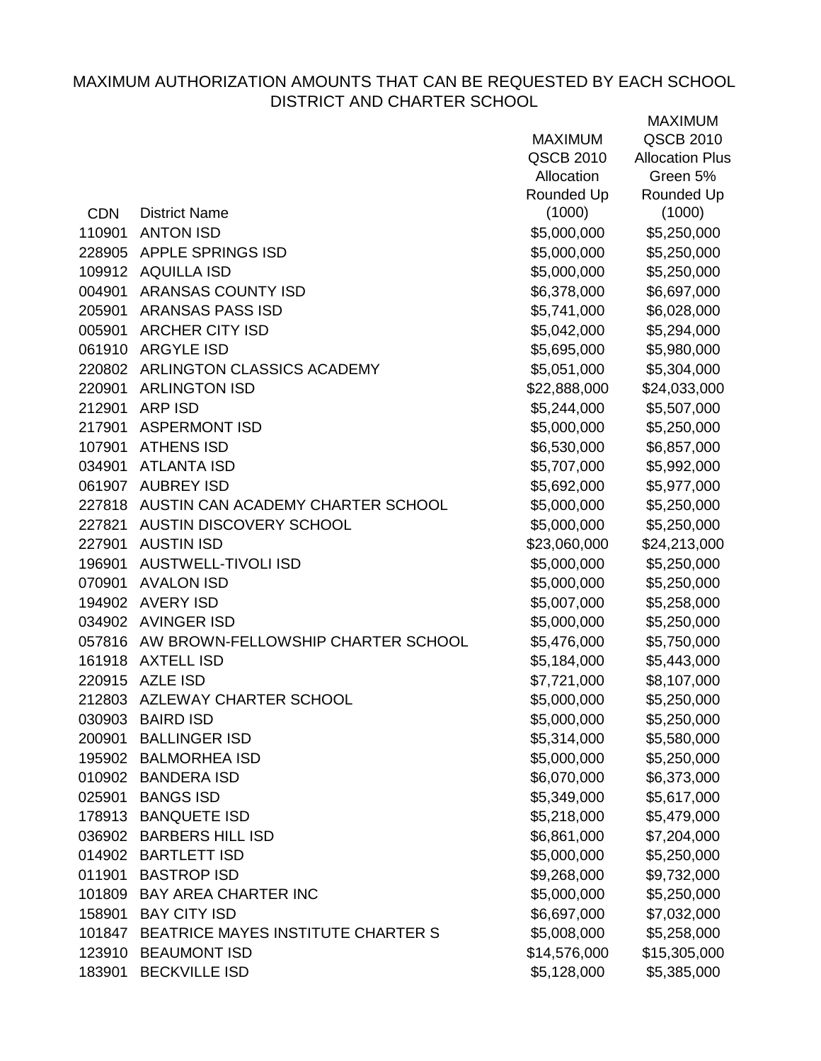MAXIMUM AUTHORIZATION AMOUNTS THAT CAN BE REQUESTED BY EACH SCHOOL DISTRICT AND CHARTER SCHOOL

| CDN | District Name | MAXIMUM QSCB 2010 Allocation Rounded Up (1000) | MAXIMUM QSCB 2010 Allocation Plus Green 5% Rounded Up (1000) |
|---|---|---|---|
| 110901 | ANTON ISD | $5,000,000 | $5,250,000 |
| 228905 | APPLE SPRINGS ISD | $5,000,000 | $5,250,000 |
| 109912 | AQUILLA ISD | $5,000,000 | $5,250,000 |
| 004901 | ARANSAS COUNTY ISD | $6,378,000 | $6,697,000 |
| 205901 | ARANSAS PASS ISD | $5,741,000 | $6,028,000 |
| 005901 | ARCHER CITY ISD | $5,042,000 | $5,294,000 |
| 061910 | ARGYLE ISD | $5,695,000 | $5,980,000 |
| 220802 | ARLINGTON CLASSICS ACADEMY | $5,051,000 | $5,304,000 |
| 220901 | ARLINGTON ISD | $22,888,000 | $24,033,000 |
| 212901 | ARP ISD | $5,244,000 | $5,507,000 |
| 217901 | ASPERMONT ISD | $5,000,000 | $5,250,000 |
| 107901 | ATHENS ISD | $6,530,000 | $6,857,000 |
| 034901 | ATLANTA ISD | $5,707,000 | $5,992,000 |
| 061907 | AUBREY ISD | $5,692,000 | $5,977,000 |
| 227818 | AUSTIN CAN ACADEMY CHARTER SCHOOL | $5,000,000 | $5,250,000 |
| 227821 | AUSTIN DISCOVERY SCHOOL | $5,000,000 | $5,250,000 |
| 227901 | AUSTIN ISD | $23,060,000 | $24,213,000 |
| 196901 | AUSTWELL-TIVOLI ISD | $5,000,000 | $5,250,000 |
| 070901 | AVALON ISD | $5,000,000 | $5,250,000 |
| 194902 | AVERY ISD | $5,007,000 | $5,258,000 |
| 034902 | AVINGER ISD | $5,000,000 | $5,250,000 |
| 057816 | AW BROWN-FELLOWSHIP CHARTER SCHOOL | $5,476,000 | $5,750,000 |
| 161918 | AXTELL ISD | $5,184,000 | $5,443,000 |
| 220915 | AZLE ISD | $7,721,000 | $8,107,000 |
| 212803 | AZLEWAY CHARTER SCHOOL | $5,000,000 | $5,250,000 |
| 030903 | BAIRD ISD | $5,000,000 | $5,250,000 |
| 200901 | BALLINGER ISD | $5,314,000 | $5,580,000 |
| 195902 | BALMORHEA ISD | $5,000,000 | $5,250,000 |
| 010902 | BANDERA ISD | $6,070,000 | $6,373,000 |
| 025901 | BANGS ISD | $5,349,000 | $5,617,000 |
| 178913 | BANQUETE ISD | $5,218,000 | $5,479,000 |
| 036902 | BARBERS HILL ISD | $6,861,000 | $7,204,000 |
| 014902 | BARTLETT ISD | $5,000,000 | $5,250,000 |
| 011901 | BASTROP ISD | $9,268,000 | $9,732,000 |
| 101809 | BAY AREA CHARTER INC | $5,000,000 | $5,250,000 |
| 158901 | BAY CITY ISD | $6,697,000 | $7,032,000 |
| 101847 | BEATRICE MAYES INSTITUTE CHARTER S | $5,008,000 | $5,258,000 |
| 123910 | BEAUMONT ISD | $14,576,000 | $15,305,000 |
| 183901 | BECKVILLE ISD | $5,128,000 | $5,385,000 |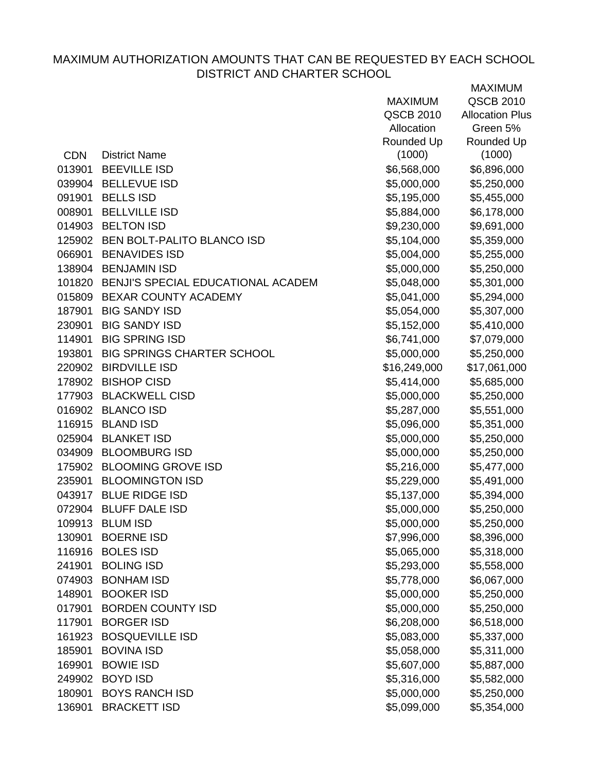MAXIMUM AUTHORIZATION AMOUNTS THAT CAN BE REQUESTED BY EACH SCHOOL DISTRICT AND CHARTER SCHOOL

| CDN | District Name | MAXIMUM QSCB 2010 Allocation Rounded Up (1000) | MAXIMUM QSCB 2010 Allocation Plus Green 5% Rounded Up (1000) |
|---|---|---|---|
| 013901 | BEEVILLE ISD | $6,568,000 | $6,896,000 |
| 039904 | BELLEVUE ISD | $5,000,000 | $5,250,000 |
| 091901 | BELLS ISD | $5,195,000 | $5,455,000 |
| 008901 | BELLVILLE ISD | $5,884,000 | $6,178,000 |
| 014903 | BELTON ISD | $9,230,000 | $9,691,000 |
| 125902 | BEN BOLT-PALITO BLANCO ISD | $5,104,000 | $5,359,000 |
| 066901 | BENAVIDES ISD | $5,004,000 | $5,255,000 |
| 138904 | BENJAMIN ISD | $5,000,000 | $5,250,000 |
| 101820 | BENJI'S SPECIAL EDUCATIONAL ACADEM | $5,048,000 | $5,301,000 |
| 015809 | BEXAR COUNTY ACADEMY | $5,041,000 | $5,294,000 |
| 187901 | BIG SANDY ISD | $5,054,000 | $5,307,000 |
| 230901 | BIG SANDY ISD | $5,152,000 | $5,410,000 |
| 114901 | BIG SPRING ISD | $6,741,000 | $7,079,000 |
| 193801 | BIG SPRINGS CHARTER SCHOOL | $5,000,000 | $5,250,000 |
| 220902 | BIRDVILLE ISD | $16,249,000 | $17,061,000 |
| 178902 | BISHOP CISD | $5,414,000 | $5,685,000 |
| 177903 | BLACKWELL CISD | $5,000,000 | $5,250,000 |
| 016902 | BLANCO ISD | $5,287,000 | $5,551,000 |
| 116915 | BLAND ISD | $5,096,000 | $5,351,000 |
| 025904 | BLANKET ISD | $5,000,000 | $5,250,000 |
| 034909 | BLOOMBURG ISD | $5,000,000 | $5,250,000 |
| 175902 | BLOOMING GROVE ISD | $5,216,000 | $5,477,000 |
| 235901 | BLOOMINGTON ISD | $5,229,000 | $5,491,000 |
| 043917 | BLUE RIDGE ISD | $5,137,000 | $5,394,000 |
| 072904 | BLUFF DALE ISD | $5,000,000 | $5,250,000 |
| 109913 | BLUM ISD | $5,000,000 | $5,250,000 |
| 130901 | BOERNE ISD | $7,996,000 | $8,396,000 |
| 116916 | BOLES ISD | $5,065,000 | $5,318,000 |
| 241901 | BOLING ISD | $5,293,000 | $5,558,000 |
| 074903 | BONHAM ISD | $5,778,000 | $6,067,000 |
| 148901 | BOOKER ISD | $5,000,000 | $5,250,000 |
| 017901 | BORDEN COUNTY ISD | $5,000,000 | $5,250,000 |
| 117901 | BORGER ISD | $6,208,000 | $6,518,000 |
| 161923 | BOSQUEVILLE ISD | $5,083,000 | $5,337,000 |
| 185901 | BOVINA ISD | $5,058,000 | $5,311,000 |
| 169901 | BOWIE ISD | $5,607,000 | $5,887,000 |
| 249902 | BOYD ISD | $5,316,000 | $5,582,000 |
| 180901 | BOYS RANCH ISD | $5,000,000 | $5,250,000 |
| 136901 | BRACKETT ISD | $5,099,000 | $5,354,000 |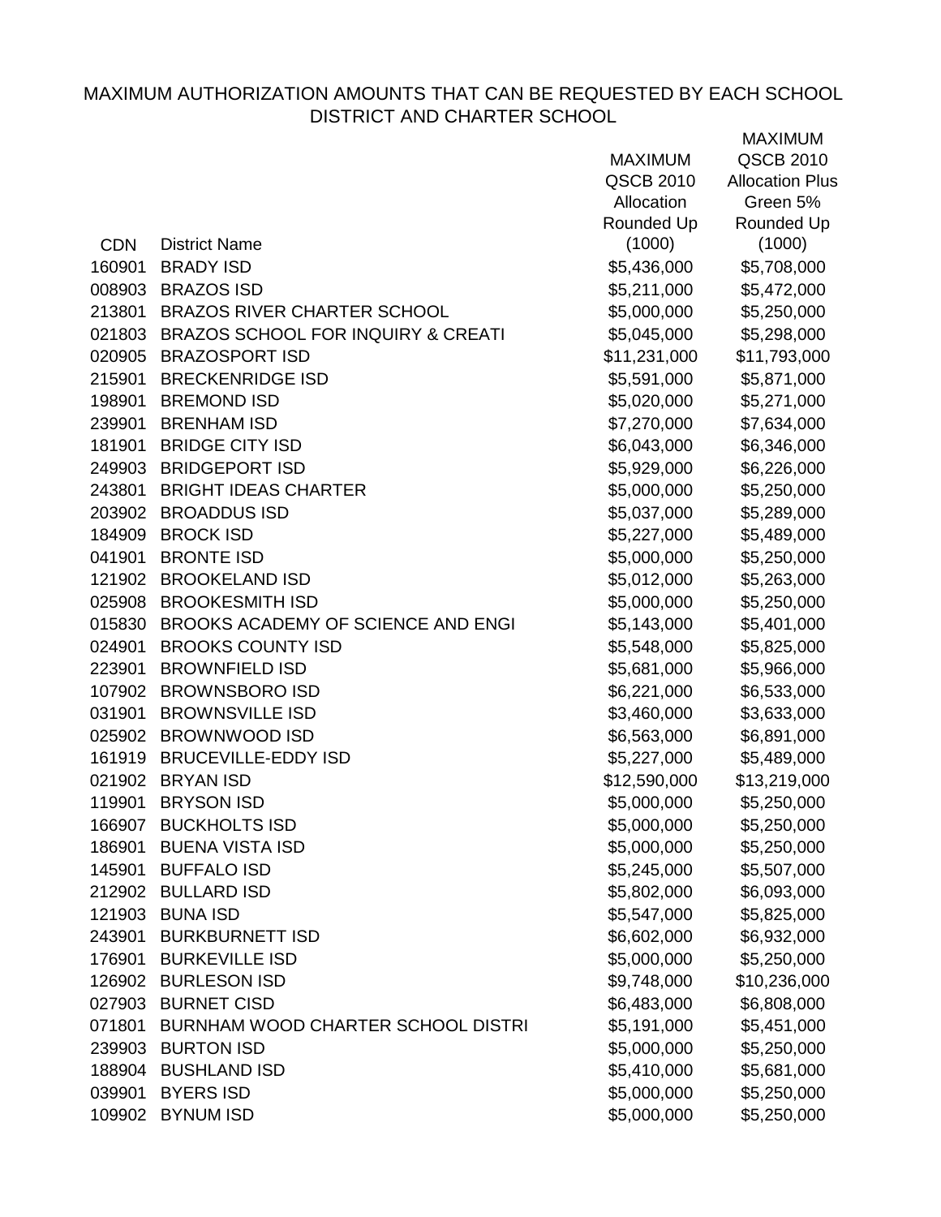# MAXIMUM AUTHORIZATION AMOUNTS THAT CAN BE REQUESTED BY EACH SCHOOL DISTRICT AND CHARTER SCHOOL

| CDN | District Name | MAXIMUM QSCB 2010 Allocation Rounded Up (1000) | MAXIMUM QSCB 2010 Allocation Plus Green 5% Rounded Up (1000) |
|---|---|---|---|
| 160901 | BRADY ISD | $5,436,000 | $5,708,000 |
| 008903 | BRAZOS ISD | $5,211,000 | $5,472,000 |
| 213801 | BRAZOS RIVER CHARTER SCHOOL | $5,000,000 | $5,250,000 |
| 021803 | BRAZOS SCHOOL FOR INQUIRY & CREATI | $5,045,000 | $5,298,000 |
| 020905 | BRAZOSPORT ISD | $11,231,000 | $11,793,000 |
| 215901 | BRECKENRIDGE ISD | $5,591,000 | $5,871,000 |
| 198901 | BREMOND ISD | $5,020,000 | $5,271,000 |
| 239901 | BRENHAM ISD | $7,270,000 | $7,634,000 |
| 181901 | BRIDGE CITY ISD | $6,043,000 | $6,346,000 |
| 249903 | BRIDGEPORT ISD | $5,929,000 | $6,226,000 |
| 243801 | BRIGHT IDEAS CHARTER | $5,000,000 | $5,250,000 |
| 203902 | BROADDUS ISD | $5,037,000 | $5,289,000 |
| 184909 | BROCK ISD | $5,227,000 | $5,489,000 |
| 041901 | BRONTE ISD | $5,000,000 | $5,250,000 |
| 121902 | BROOKELAND ISD | $5,012,000 | $5,263,000 |
| 025908 | BROOKESMITH ISD | $5,000,000 | $5,250,000 |
| 015830 | BROOKS ACADEMY OF SCIENCE AND ENGI | $5,143,000 | $5,401,000 |
| 024901 | BROOKS COUNTY ISD | $5,548,000 | $5,825,000 |
| 223901 | BROWNFIELD ISD | $5,681,000 | $5,966,000 |
| 107902 | BROWNSBORO ISD | $6,221,000 | $6,533,000 |
| 031901 | BROWNSVILLE ISD | $3,460,000 | $3,633,000 |
| 025902 | BROWNWOOD ISD | $6,563,000 | $6,891,000 |
| 161919 | BRUCEVILLE-EDDY ISD | $5,227,000 | $5,489,000 |
| 021902 | BRYAN ISD | $12,590,000 | $13,219,000 |
| 119901 | BRYSON ISD | $5,000,000 | $5,250,000 |
| 166907 | BUCKHOLTS ISD | $5,000,000 | $5,250,000 |
| 186901 | BUENA VISTA ISD | $5,000,000 | $5,250,000 |
| 145901 | BUFFALO ISD | $5,245,000 | $5,507,000 |
| 212902 | BULLARD ISD | $5,802,000 | $6,093,000 |
| 121903 | BUNA ISD | $5,547,000 | $5,825,000 |
| 243901 | BURKBURNETT ISD | $6,602,000 | $6,932,000 |
| 176901 | BURKEVILLE ISD | $5,000,000 | $5,250,000 |
| 126902 | BURLESON ISD | $9,748,000 | $10,236,000 |
| 027903 | BURNET CISD | $6,483,000 | $6,808,000 |
| 071801 | BURNHAM WOOD CHARTER SCHOOL DISTRI | $5,191,000 | $5,451,000 |
| 239903 | BURTON ISD | $5,000,000 | $5,250,000 |
| 188904 | BUSHLAND ISD | $5,410,000 | $5,681,000 |
| 039901 | BYERS ISD | $5,000,000 | $5,250,000 |
| 109902 | BYNUM ISD | $5,000,000 | $5,250,000 |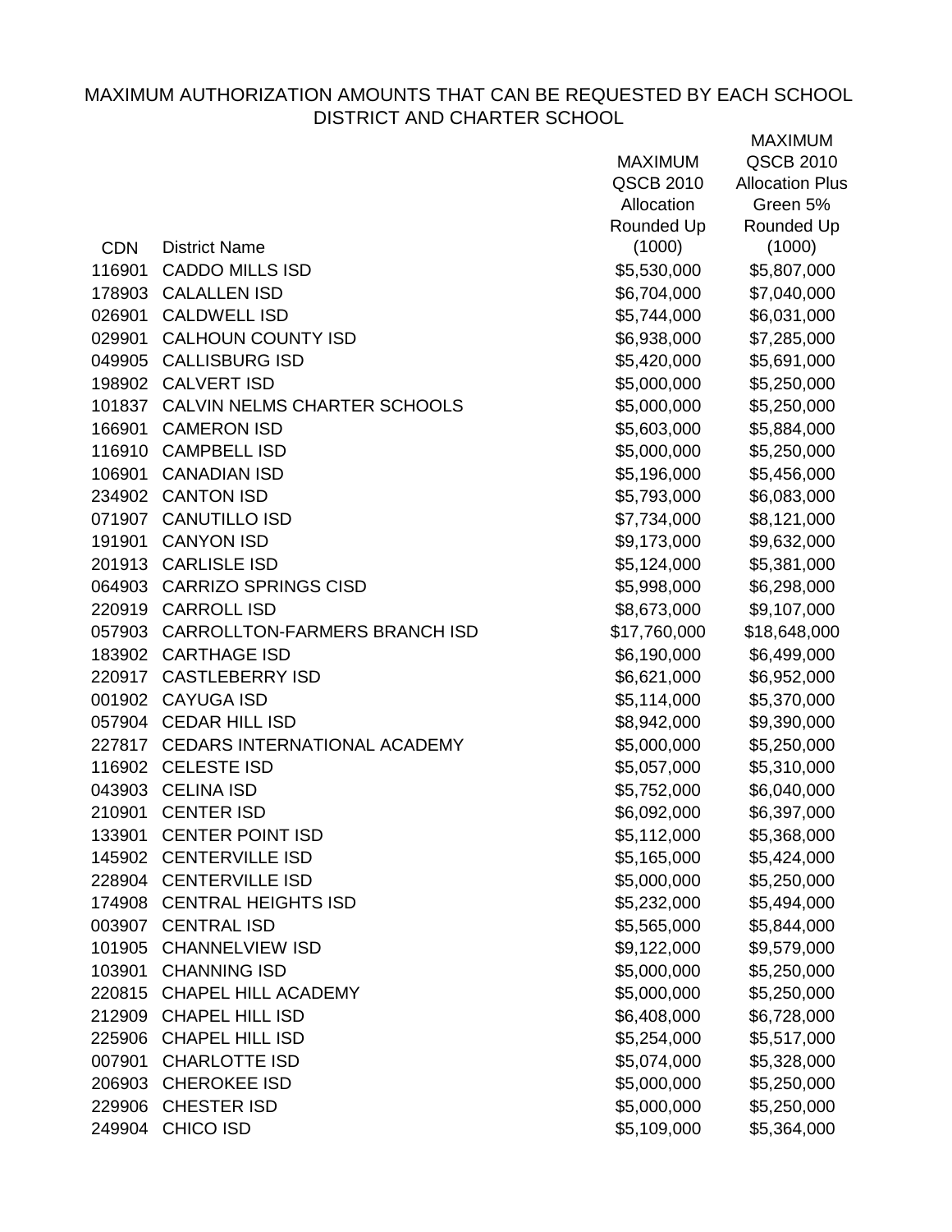# MAXIMUM AUTHORIZATION AMOUNTS THAT CAN BE REQUESTED BY EACH SCHOOL DISTRICT AND CHARTER SCHOOL

| CDN | District Name | MAXIMUM QSCB 2010 Allocation Rounded Up (1000) | MAXIMUM QSCB 2010 Allocation Plus Green 5% Rounded Up (1000) |
|---|---|---|---|
| 116901 | CADDO MILLS ISD | $5,530,000 | $5,807,000 |
| 178903 | CALALLEN ISD | $6,704,000 | $7,040,000 |
| 026901 | CALDWELL ISD | $5,744,000 | $6,031,000 |
| 029901 | CALHOUN COUNTY ISD | $6,938,000 | $7,285,000 |
| 049905 | CALLISBURG ISD | $5,420,000 | $5,691,000 |
| 198902 | CALVERT ISD | $5,000,000 | $5,250,000 |
| 101837 | CALVIN NELMS CHARTER SCHOOLS | $5,000,000 | $5,250,000 |
| 166901 | CAMERON ISD | $5,603,000 | $5,884,000 |
| 116910 | CAMPBELL ISD | $5,000,000 | $5,250,000 |
| 106901 | CANADIAN ISD | $5,196,000 | $5,456,000 |
| 234902 | CANTON ISD | $5,793,000 | $6,083,000 |
| 071907 | CANUTILLO ISD | $7,734,000 | $8,121,000 |
| 191901 | CANYON ISD | $9,173,000 | $9,632,000 |
| 201913 | CARLISLE ISD | $5,124,000 | $5,381,000 |
| 064903 | CARRIZO SPRINGS CISD | $5,998,000 | $6,298,000 |
| 220919 | CARROLL ISD | $8,673,000 | $9,107,000 |
| 057903 | CARROLLTON-FARMERS BRANCH ISD | $17,760,000 | $18,648,000 |
| 183902 | CARTHAGE ISD | $6,190,000 | $6,499,000 |
| 220917 | CASTLEBERRY ISD | $6,621,000 | $6,952,000 |
| 001902 | CAYUGA ISD | $5,114,000 | $5,370,000 |
| 057904 | CEDAR HILL ISD | $8,942,000 | $9,390,000 |
| 227817 | CEDARS INTERNATIONAL ACADEMY | $5,000,000 | $5,250,000 |
| 116902 | CELESTE ISD | $5,057,000 | $5,310,000 |
| 043903 | CELINA ISD | $5,752,000 | $6,040,000 |
| 210901 | CENTER ISD | $6,092,000 | $6,397,000 |
| 133901 | CENTER POINT ISD | $5,112,000 | $5,368,000 |
| 145902 | CENTERVILLE ISD | $5,165,000 | $5,424,000 |
| 228904 | CENTERVILLE ISD | $5,000,000 | $5,250,000 |
| 174908 | CENTRAL HEIGHTS ISD | $5,232,000 | $5,494,000 |
| 003907 | CENTRAL ISD | $5,565,000 | $5,844,000 |
| 101905 | CHANNELVIEW ISD | $9,122,000 | $9,579,000 |
| 103901 | CHANNING ISD | $5,000,000 | $5,250,000 |
| 220815 | CHAPEL HILL ACADEMY | $5,000,000 | $5,250,000 |
| 212909 | CHAPEL HILL ISD | $6,408,000 | $6,728,000 |
| 225906 | CHAPEL HILL ISD | $5,254,000 | $5,517,000 |
| 007901 | CHARLOTTE ISD | $5,074,000 | $5,328,000 |
| 206903 | CHEROKEE ISD | $5,000,000 | $5,250,000 |
| 229906 | CHESTER ISD | $5,000,000 | $5,250,000 |
| 249904 | CHICO ISD | $5,109,000 | $5,364,000 |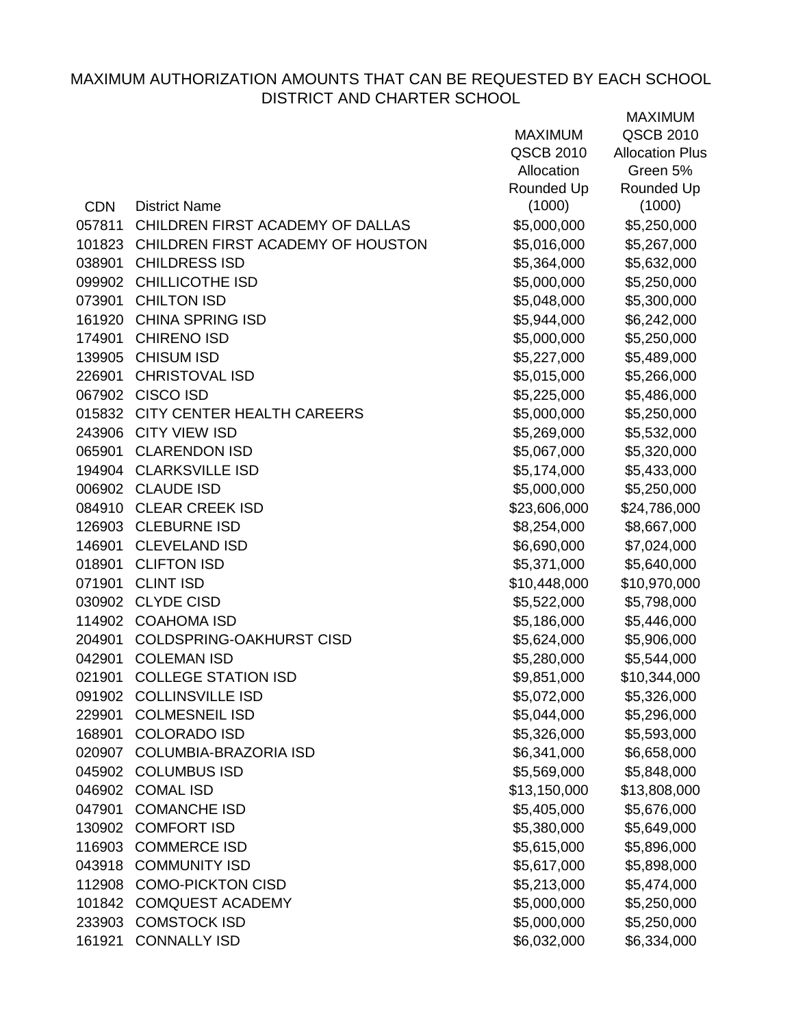MAXIMUM AUTHORIZATION AMOUNTS THAT CAN BE REQUESTED BY EACH SCHOOL DISTRICT AND CHARTER SCHOOL

| CDN | District Name | MAXIMUM QSCB 2010 Allocation Rounded Up (1000) | MAXIMUM QSCB 2010 Allocation Plus Green 5% Rounded Up (1000) |
|---|---|---|---|
| 057811 | CHILDREN FIRST ACADEMY OF DALLAS | $5,000,000 | $5,250,000 |
| 101823 | CHILDREN FIRST ACADEMY OF HOUSTON | $5,016,000 | $5,267,000 |
| 038901 | CHILDRESS ISD | $5,364,000 | $5,632,000 |
| 099902 | CHILLICOTHE ISD | $5,000,000 | $5,250,000 |
| 073901 | CHILTON ISD | $5,048,000 | $5,300,000 |
| 161920 | CHINA SPRING ISD | $5,944,000 | $6,242,000 |
| 174901 | CHIRENO ISD | $5,000,000 | $5,250,000 |
| 139905 | CHISUM ISD | $5,227,000 | $5,489,000 |
| 226901 | CHRISTOVAL ISD | $5,015,000 | $5,266,000 |
| 067902 | CISCO ISD | $5,225,000 | $5,486,000 |
| 015832 | CITY CENTER HEALTH CAREERS | $5,000,000 | $5,250,000 |
| 243906 | CITY VIEW ISD | $5,269,000 | $5,532,000 |
| 065901 | CLARENDON ISD | $5,067,000 | $5,320,000 |
| 194904 | CLARKSVILLE ISD | $5,174,000 | $5,433,000 |
| 006902 | CLAUDE ISD | $5,000,000 | $5,250,000 |
| 084910 | CLEAR CREEK ISD | $23,606,000 | $24,786,000 |
| 126903 | CLEBURNE ISD | $8,254,000 | $8,667,000 |
| 146901 | CLEVELAND ISD | $6,690,000 | $7,024,000 |
| 018901 | CLIFTON ISD | $5,371,000 | $5,640,000 |
| 071901 | CLINT ISD | $10,448,000 | $10,970,000 |
| 030902 | CLYDE CISD | $5,522,000 | $5,798,000 |
| 114902 | COAHOMA ISD | $5,186,000 | $5,446,000 |
| 204901 | COLDSPRING-OAKHURST CISD | $5,624,000 | $5,906,000 |
| 042901 | COLEMAN ISD | $5,280,000 | $5,544,000 |
| 021901 | COLLEGE STATION ISD | $9,851,000 | $10,344,000 |
| 091902 | COLLINSVILLE ISD | $5,072,000 | $5,326,000 |
| 229901 | COLMESNEIL ISD | $5,044,000 | $5,296,000 |
| 168901 | COLORADO ISD | $5,326,000 | $5,593,000 |
| 020907 | COLUMBIA-BRAZORIA ISD | $6,341,000 | $6,658,000 |
| 045902 | COLUMBUS ISD | $5,569,000 | $5,848,000 |
| 046902 | COMAL ISD | $13,150,000 | $13,808,000 |
| 047901 | COMANCHE ISD | $5,405,000 | $5,676,000 |
| 130902 | COMFORT ISD | $5,380,000 | $5,649,000 |
| 116903 | COMMERCE ISD | $5,615,000 | $5,896,000 |
| 043918 | COMMUNITY ISD | $5,617,000 | $5,898,000 |
| 112908 | COMO-PICKTON CISD | $5,213,000 | $5,474,000 |
| 101842 | COMQUEST ACADEMY | $5,000,000 | $5,250,000 |
| 233903 | COMSTOCK ISD | $5,000,000 | $5,250,000 |
| 161921 | CONNALLY ISD | $6,032,000 | $6,334,000 |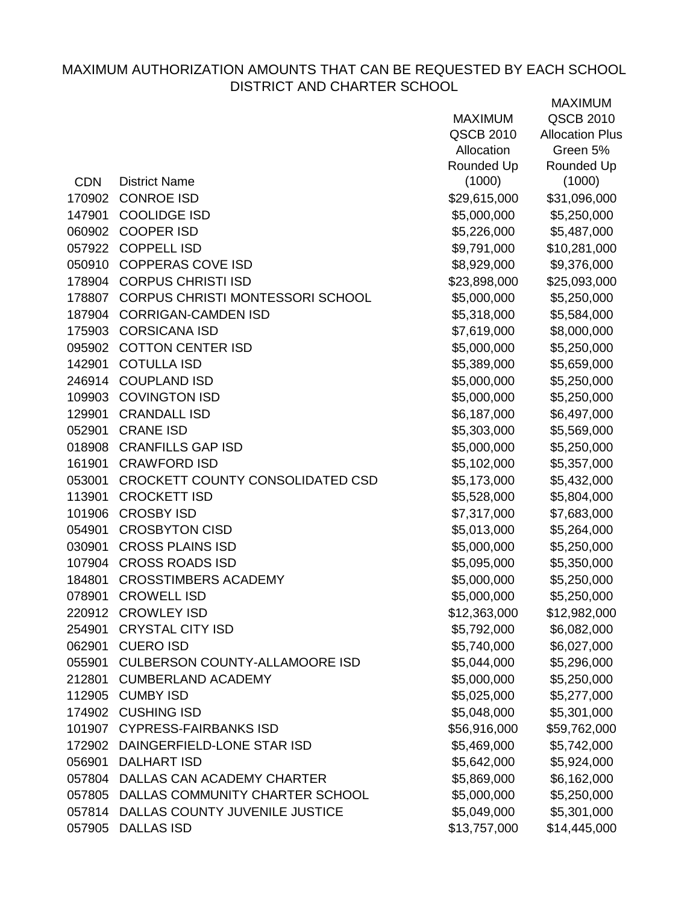MAXIMUM AUTHORIZATION AMOUNTS THAT CAN BE REQUESTED BY EACH SCHOOL DISTRICT AND CHARTER SCHOOL

| CDN | District Name | MAXIMUM QSCB 2010 Allocation Rounded Up (1000) | MAXIMUM QSCB 2010 Allocation Plus Green 5% Rounded Up (1000) |
|---|---|---|---|
| 170902 | CONROE ISD | $29,615,000 | $31,096,000 |
| 147901 | COOLIDGE ISD | $5,000,000 | $5,250,000 |
| 060902 | COOPER ISD | $5,226,000 | $5,487,000 |
| 057922 | COPPELL ISD | $9,791,000 | $10,281,000 |
| 050910 | COPPERAS COVE ISD | $8,929,000 | $9,376,000 |
| 178904 | CORPUS CHRISTI ISD | $23,898,000 | $25,093,000 |
| 178807 | CORPUS CHRISTI MONTESSORI SCHOOL | $5,000,000 | $5,250,000 |
| 187904 | CORRIGAN-CAMDEN ISD | $5,318,000 | $5,584,000 |
| 175903 | CORSICANA ISD | $7,619,000 | $8,000,000 |
| 095902 | COTTON CENTER ISD | $5,000,000 | $5,250,000 |
| 142901 | COTULLA ISD | $5,389,000 | $5,659,000 |
| 246914 | COUPLAND ISD | $5,000,000 | $5,250,000 |
| 109903 | COVINGTON ISD | $5,000,000 | $5,250,000 |
| 129901 | CRANDALL ISD | $6,187,000 | $6,497,000 |
| 052901 | CRANE ISD | $5,303,000 | $5,569,000 |
| 018908 | CRANFILLS GAP ISD | $5,000,000 | $5,250,000 |
| 161901 | CRAWFORD ISD | $5,102,000 | $5,357,000 |
| 053001 | CROCKETT COUNTY CONSOLIDATED CSD | $5,173,000 | $5,432,000 |
| 113901 | CROCKETT ISD | $5,528,000 | $5,804,000 |
| 101906 | CROSBY ISD | $7,317,000 | $7,683,000 |
| 054901 | CROSBYTON CISD | $5,013,000 | $5,264,000 |
| 030901 | CROSS PLAINS ISD | $5,000,000 | $5,250,000 |
| 107904 | CROSS ROADS ISD | $5,095,000 | $5,350,000 |
| 184801 | CROSSTIMBERS ACADEMY | $5,000,000 | $5,250,000 |
| 078901 | CROWELL ISD | $5,000,000 | $5,250,000 |
| 220912 | CROWLEY ISD | $12,363,000 | $12,982,000 |
| 254901 | CRYSTAL CITY ISD | $5,792,000 | $6,082,000 |
| 062901 | CUERO ISD | $5,740,000 | $6,027,000 |
| 055901 | CULBERSON COUNTY-ALLAMOORE ISD | $5,044,000 | $5,296,000 |
| 212801 | CUMBERLAND ACADEMY | $5,000,000 | $5,250,000 |
| 112905 | CUMBY ISD | $5,025,000 | $5,277,000 |
| 174902 | CUSHING ISD | $5,048,000 | $5,301,000 |
| 101907 | CYPRESS-FAIRBANKS ISD | $56,916,000 | $59,762,000 |
| 172902 | DAINGERFIELD-LONE STAR ISD | $5,469,000 | $5,742,000 |
| 056901 | DALHART ISD | $5,642,000 | $5,924,000 |
| 057804 | DALLAS CAN ACADEMY CHARTER | $5,869,000 | $6,162,000 |
| 057805 | DALLAS COMMUNITY CHARTER SCHOOL | $5,000,000 | $5,250,000 |
| 057814 | DALLAS COUNTY JUVENILE JUSTICE | $5,049,000 | $5,301,000 |
| 057905 | DALLAS ISD | $13,757,000 | $14,445,000 |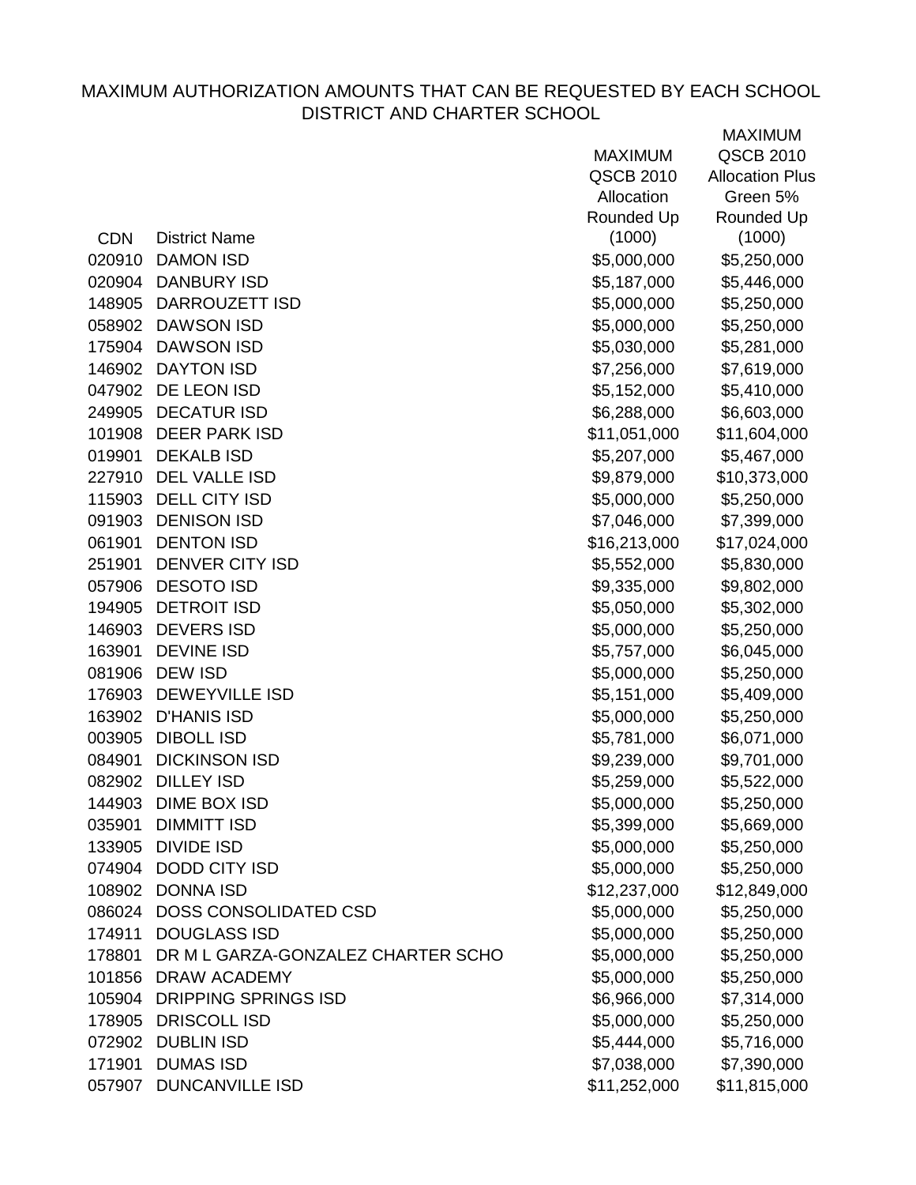MAXIMUM AUTHORIZATION AMOUNTS THAT CAN BE REQUESTED BY EACH SCHOOL DISTRICT AND CHARTER SCHOOL

| CDN | District Name | MAXIMUM QSCB 2010 Allocation Rounded Up (1000) | MAXIMUM QSCB 2010 Allocation Plus Green 5% Rounded Up (1000) |
|---|---|---|---|
| 020910 | DAMON ISD | $5,000,000 | $5,250,000 |
| 020904 | DANBURY ISD | $5,187,000 | $5,446,000 |
| 148905 | DARROUZETT ISD | $5,000,000 | $5,250,000 |
| 058902 | DAWSON ISD | $5,000,000 | $5,250,000 |
| 175904 | DAWSON ISD | $5,030,000 | $5,281,000 |
| 146902 | DAYTON ISD | $7,256,000 | $7,619,000 |
| 047902 | DE LEON ISD | $5,152,000 | $5,410,000 |
| 249905 | DECATUR ISD | $6,288,000 | $6,603,000 |
| 101908 | DEER PARK ISD | $11,051,000 | $11,604,000 |
| 019901 | DEKALB ISD | $5,207,000 | $5,467,000 |
| 227910 | DEL VALLE ISD | $9,879,000 | $10,373,000 |
| 115903 | DELL CITY ISD | $5,000,000 | $5,250,000 |
| 091903 | DENISON ISD | $7,046,000 | $7,399,000 |
| 061901 | DENTON ISD | $16,213,000 | $17,024,000 |
| 251901 | DENVER CITY ISD | $5,552,000 | $5,830,000 |
| 057906 | DESOTO ISD | $9,335,000 | $9,802,000 |
| 194905 | DETROIT ISD | $5,050,000 | $5,302,000 |
| 146903 | DEVERS ISD | $5,000,000 | $5,250,000 |
| 163901 | DEVINE ISD | $5,757,000 | $6,045,000 |
| 081906 | DEW ISD | $5,000,000 | $5,250,000 |
| 176903 | DEWEYVILLE ISD | $5,151,000 | $5,409,000 |
| 163902 | D'HANIS ISD | $5,000,000 | $5,250,000 |
| 003905 | DIBOLL ISD | $5,781,000 | $6,071,000 |
| 084901 | DICKINSON ISD | $9,239,000 | $9,701,000 |
| 082902 | DILLEY ISD | $5,259,000 | $5,522,000 |
| 144903 | DIME BOX ISD | $5,000,000 | $5,250,000 |
| 035901 | DIMMITT ISD | $5,399,000 | $5,669,000 |
| 133905 | DIVIDE ISD | $5,000,000 | $5,250,000 |
| 074904 | DODD CITY ISD | $5,000,000 | $5,250,000 |
| 108902 | DONNA ISD | $12,237,000 | $12,849,000 |
| 086024 | DOSS CONSOLIDATED CSD | $5,000,000 | $5,250,000 |
| 174911 | DOUGLASS ISD | $5,000,000 | $5,250,000 |
| 178801 | DR M L GARZA-GONZALEZ CHARTER SCHO | $5,000,000 | $5,250,000 |
| 101856 | DRAW ACADEMY | $5,000,000 | $5,250,000 |
| 105904 | DRIPPING SPRINGS ISD | $6,966,000 | $7,314,000 |
| 178905 | DRISCOLL ISD | $5,000,000 | $5,250,000 |
| 072902 | DUBLIN ISD | $5,444,000 | $5,716,000 |
| 171901 | DUMAS ISD | $7,038,000 | $7,390,000 |
| 057907 | DUNCANVILLE ISD | $11,252,000 | $11,815,000 |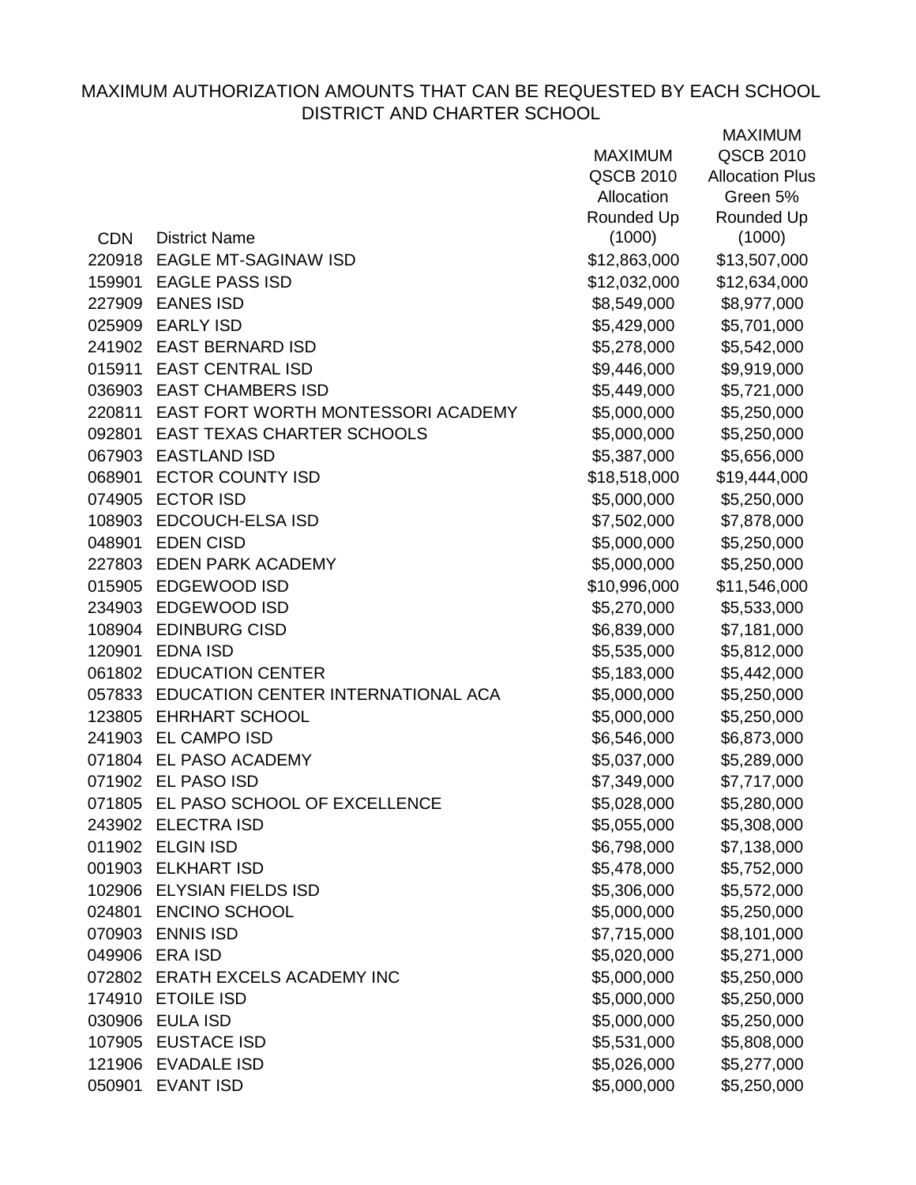# MAXIMUM AUTHORIZATION AMOUNTS THAT CAN BE REQUESTED BY EACH SCHOOL DISTRICT AND CHARTER SCHOOL

| CDN | District Name | MAXIMUM QSCB 2010 Allocation Rounded Up (1000) | MAXIMUM QSCB 2010 Allocation Plus Green 5% Rounded Up (1000) |
|---|---|---|---|
| 220918 | EAGLE MT-SAGINAW ISD | $12,863,000 | $13,507,000 |
| 159901 | EAGLE PASS ISD | $12,032,000 | $12,634,000 |
| 227909 | EANES ISD | $8,549,000 | $8,977,000 |
| 025909 | EARLY ISD | $5,429,000 | $5,701,000 |
| 241902 | EAST BERNARD ISD | $5,278,000 | $5,542,000 |
| 015911 | EAST CENTRAL ISD | $9,446,000 | $9,919,000 |
| 036903 | EAST CHAMBERS ISD | $5,449,000 | $5,721,000 |
| 220811 | EAST FORT WORTH MONTESSORI ACADEMY | $5,000,000 | $5,250,000 |
| 092801 | EAST TEXAS CHARTER SCHOOLS | $5,000,000 | $5,250,000 |
| 067903 | EASTLAND ISD | $5,387,000 | $5,656,000 |
| 068901 | ECTOR COUNTY ISD | $18,518,000 | $19,444,000 |
| 074905 | ECTOR ISD | $5,000,000 | $5,250,000 |
| 108903 | EDCOUCH-ELSA ISD | $7,502,000 | $7,878,000 |
| 048901 | EDEN CISD | $5,000,000 | $5,250,000 |
| 227803 | EDEN PARK ACADEMY | $5,000,000 | $5,250,000 |
| 015905 | EDGEWOOD ISD | $10,996,000 | $11,546,000 |
| 234903 | EDGEWOOD ISD | $5,270,000 | $5,533,000 |
| 108904 | EDINBURG CISD | $6,839,000 | $7,181,000 |
| 120901 | EDNA ISD | $5,535,000 | $5,812,000 |
| 061802 | EDUCATION CENTER | $5,183,000 | $5,442,000 |
| 057833 | EDUCATION CENTER INTERNATIONAL ACA | $5,000,000 | $5,250,000 |
| 123805 | EHRHART SCHOOL | $5,000,000 | $5,250,000 |
| 241903 | EL CAMPO ISD | $6,546,000 | $6,873,000 |
| 071804 | EL PASO ACADEMY | $5,037,000 | $5,289,000 |
| 071902 | EL PASO ISD | $7,349,000 | $7,717,000 |
| 071805 | EL PASO SCHOOL OF EXCELLENCE | $5,028,000 | $5,280,000 |
| 243902 | ELECTRA ISD | $5,055,000 | $5,308,000 |
| 011902 | ELGIN ISD | $6,798,000 | $7,138,000 |
| 001903 | ELKHART ISD | $5,478,000 | $5,752,000 |
| 102906 | ELYSIAN FIELDS ISD | $5,306,000 | $5,572,000 |
| 024801 | ENCINO SCHOOL | $5,000,000 | $5,250,000 |
| 070903 | ENNIS ISD | $7,715,000 | $8,101,000 |
| 049906 | ERA ISD | $5,020,000 | $5,271,000 |
| 072802 | ERATH EXCELS ACADEMY INC | $5,000,000 | $5,250,000 |
| 174910 | ETOILE ISD | $5,000,000 | $5,250,000 |
| 030906 | EULA ISD | $5,000,000 | $5,250,000 |
| 107905 | EUSTACE ISD | $5,531,000 | $5,808,000 |
| 121906 | EVADALE ISD | $5,026,000 | $5,277,000 |
| 050901 | EVANT ISD | $5,000,000 | $5,250,000 |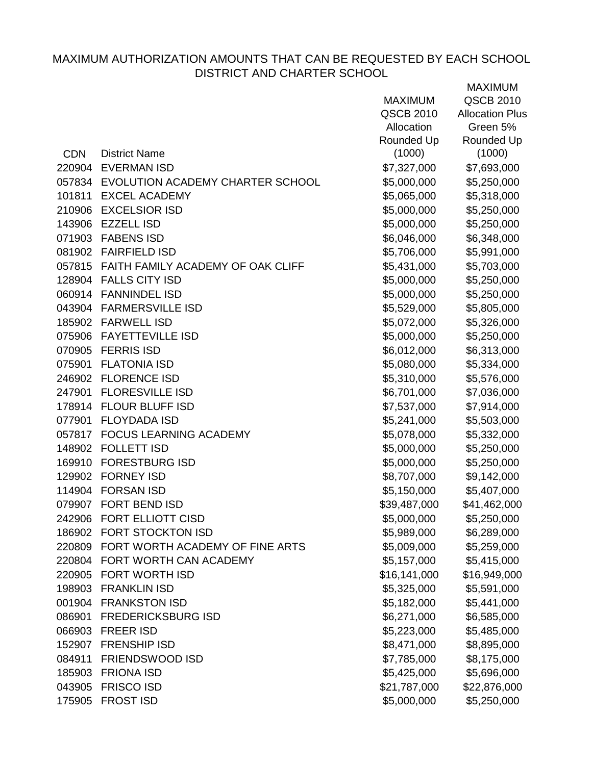# MAXIMUM AUTHORIZATION AMOUNTS THAT CAN BE REQUESTED BY EACH SCHOOL DISTRICT AND CHARTER SCHOOL

| CDN | District Name | MAXIMUM QSCB 2010 Allocation Rounded Up (1000) | MAXIMUM QSCB 2010 Allocation Plus Green 5% Rounded Up (1000) |
|---|---|---|---|
| 220904 | EVERMAN ISD | $7,327,000 | $7,693,000 |
| 057834 | EVOLUTION ACADEMY CHARTER SCHOOL | $5,000,000 | $5,250,000 |
| 101811 | EXCEL ACADEMY | $5,065,000 | $5,318,000 |
| 210906 | EXCELSIOR ISD | $5,000,000 | $5,250,000 |
| 143906 | EZZELL ISD | $5,000,000 | $5,250,000 |
| 071903 | FABENS ISD | $6,046,000 | $6,348,000 |
| 081902 | FAIRFIELD ISD | $5,706,000 | $5,991,000 |
| 057815 | FAITH FAMILY ACADEMY OF OAK CLIFF | $5,431,000 | $5,703,000 |
| 128904 | FALLS CITY ISD | $5,000,000 | $5,250,000 |
| 060914 | FANNINDEL ISD | $5,000,000 | $5,250,000 |
| 043904 | FARMERSVILLE ISD | $5,529,000 | $5,805,000 |
| 185902 | FARWELL ISD | $5,072,000 | $5,326,000 |
| 075906 | FAYETTEVILLE ISD | $5,000,000 | $5,250,000 |
| 070905 | FERRIS ISD | $6,012,000 | $6,313,000 |
| 075901 | FLATONIA ISD | $5,080,000 | $5,334,000 |
| 246902 | FLORENCE ISD | $5,310,000 | $5,576,000 |
| 247901 | FLORESVILLE ISD | $6,701,000 | $7,036,000 |
| 178914 | FLOUR BLUFF ISD | $7,537,000 | $7,914,000 |
| 077901 | FLOYDADA ISD | $5,241,000 | $5,503,000 |
| 057817 | FOCUS LEARNING ACADEMY | $5,078,000 | $5,332,000 |
| 148902 | FOLLETT ISD | $5,000,000 | $5,250,000 |
| 169910 | FORESTBURG ISD | $5,000,000 | $5,250,000 |
| 129902 | FORNEY ISD | $8,707,000 | $9,142,000 |
| 114904 | FORSAN ISD | $5,150,000 | $5,407,000 |
| 079907 | FORT BEND ISD | $39,487,000 | $41,462,000 |
| 242906 | FORT ELLIOTT CISD | $5,000,000 | $5,250,000 |
| 186902 | FORT STOCKTON ISD | $5,989,000 | $6,289,000 |
| 220809 | FORT WORTH ACADEMY OF FINE ARTS | $5,009,000 | $5,259,000 |
| 220804 | FORT WORTH CAN ACADEMY | $5,157,000 | $5,415,000 |
| 220905 | FORT WORTH ISD | $16,141,000 | $16,949,000 |
| 198903 | FRANKLIN ISD | $5,325,000 | $5,591,000 |
| 001904 | FRANKSTON ISD | $5,182,000 | $5,441,000 |
| 086901 | FREDERICKSBURG ISD | $6,271,000 | $6,585,000 |
| 066903 | FREER ISD | $5,223,000 | $5,485,000 |
| 152907 | FRENSHIP ISD | $8,471,000 | $8,895,000 |
| 084911 | FRIENDSWOOD ISD | $7,785,000 | $8,175,000 |
| 185903 | FRIONA ISD | $5,425,000 | $5,696,000 |
| 043905 | FRISCO ISD | $21,787,000 | $22,876,000 |
| 175905 | FROST ISD | $5,000,000 | $5,250,000 |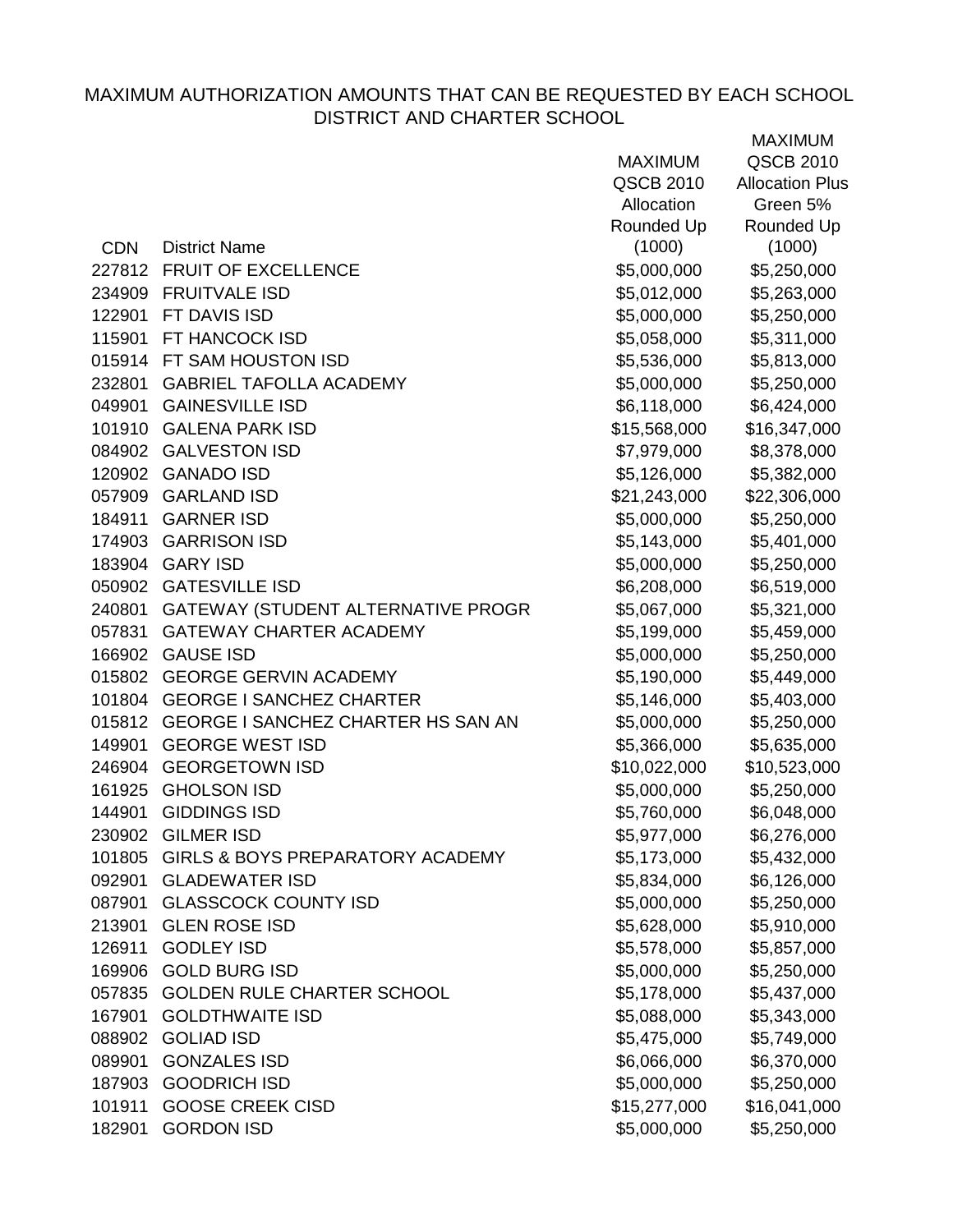# MAXIMUM AUTHORIZATION AMOUNTS THAT CAN BE REQUESTED BY EACH SCHOOL DISTRICT AND CHARTER SCHOOL

| CDN | District Name | MAXIMUM QSCB 2010 Allocation Rounded Up (1000) | MAXIMUM QSCB 2010 Allocation Plus Green 5% Rounded Up (1000) |
|---|---|---|---|
| 227812 | FRUIT OF EXCELLENCE | $5,000,000 | $5,250,000 |
| 234909 | FRUITVALE ISD | $5,012,000 | $5,263,000 |
| 122901 | FT DAVIS ISD | $5,000,000 | $5,250,000 |
| 115901 | FT HANCOCK ISD | $5,058,000 | $5,311,000 |
| 015914 | FT SAM HOUSTON ISD | $5,536,000 | $5,813,000 |
| 232801 | GABRIEL TAFOLLA ACADEMY | $5,000,000 | $5,250,000 |
| 049901 | GAINESVILLE ISD | $6,118,000 | $6,424,000 |
| 101910 | GALENA PARK ISD | $15,568,000 | $16,347,000 |
| 084902 | GALVESTON ISD | $7,979,000 | $8,378,000 |
| 120902 | GANADO ISD | $5,126,000 | $5,382,000 |
| 057909 | GARLAND ISD | $21,243,000 | $22,306,000 |
| 184911 | GARNER ISD | $5,000,000 | $5,250,000 |
| 174903 | GARRISON ISD | $5,143,000 | $5,401,000 |
| 183904 | GARY ISD | $5,000,000 | $5,250,000 |
| 050902 | GATESVILLE ISD | $6,208,000 | $6,519,000 |
| 240801 | GATEWAY (STUDENT ALTERNATIVE PROGR | $5,067,000 | $5,321,000 |
| 057831 | GATEWAY CHARTER ACADEMY | $5,199,000 | $5,459,000 |
| 166902 | GAUSE ISD | $5,000,000 | $5,250,000 |
| 015802 | GEORGE GERVIN ACADEMY | $5,190,000 | $5,449,000 |
| 101804 | GEORGE I SANCHEZ CHARTER | $5,146,000 | $5,403,000 |
| 015812 | GEORGE I SANCHEZ CHARTER HS SAN AN | $5,000,000 | $5,250,000 |
| 149901 | GEORGE WEST ISD | $5,366,000 | $5,635,000 |
| 246904 | GEORGETOWN ISD | $10,022,000 | $10,523,000 |
| 161925 | GHOLSON ISD | $5,000,000 | $5,250,000 |
| 144901 | GIDDINGS ISD | $5,760,000 | $6,048,000 |
| 230902 | GILMER ISD | $5,977,000 | $6,276,000 |
| 101805 | GIRLS & BOYS PREPARATORY ACADEMY | $5,173,000 | $5,432,000 |
| 092901 | GLADEWATER ISD | $5,834,000 | $6,126,000 |
| 087901 | GLASSCOCK COUNTY ISD | $5,000,000 | $5,250,000 |
| 213901 | GLEN ROSE ISD | $5,628,000 | $5,910,000 |
| 126911 | GODLEY ISD | $5,578,000 | $5,857,000 |
| 169906 | GOLD BURG ISD | $5,000,000 | $5,250,000 |
| 057835 | GOLDEN RULE CHARTER SCHOOL | $5,178,000 | $5,437,000 |
| 167901 | GOLDTHWAITE ISD | $5,088,000 | $5,343,000 |
| 088902 | GOLIAD ISD | $5,475,000 | $5,749,000 |
| 089901 | GONZALES ISD | $6,066,000 | $6,370,000 |
| 187903 | GOODRICH ISD | $5,000,000 | $5,250,000 |
| 101911 | GOOSE CREEK CISD | $15,277,000 | $16,041,000 |
| 182901 | GORDON ISD | $5,000,000 | $5,250,000 |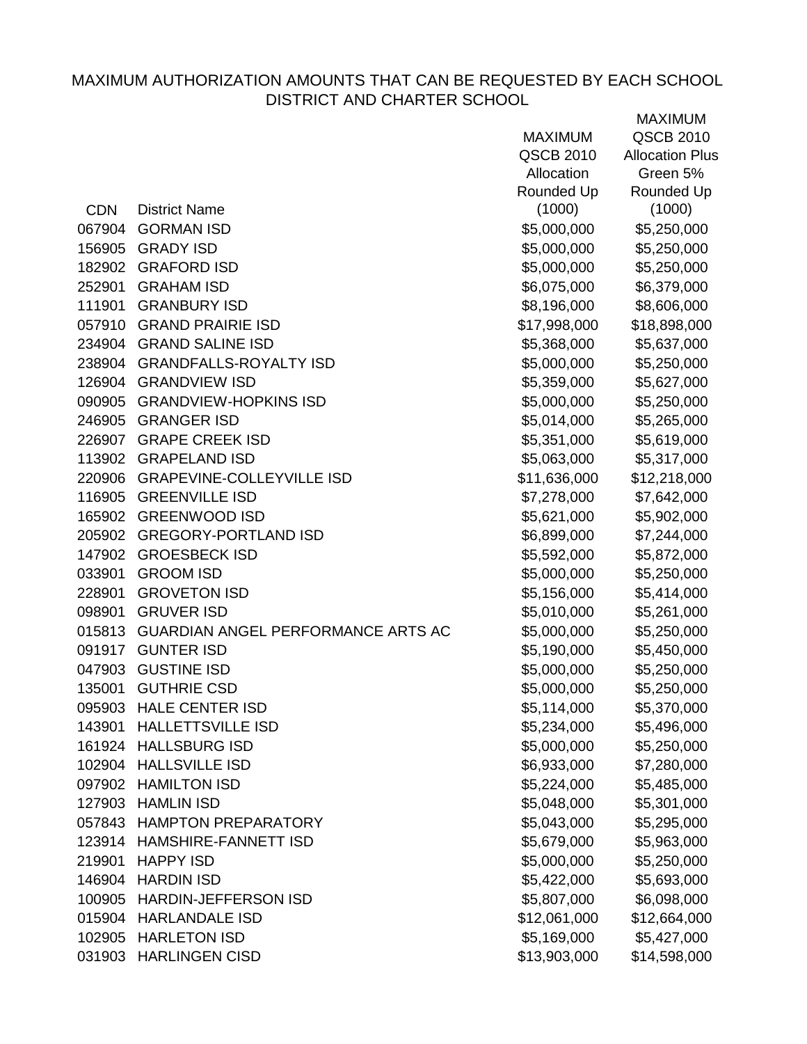# MAXIMUM AUTHORIZATION AMOUNTS THAT CAN BE REQUESTED BY EACH SCHOOL DISTRICT AND CHARTER SCHOOL

| CDN | District Name | MAXIMUM QSCB 2010 Allocation Rounded Up (1000) | MAXIMUM QSCB 2010 Allocation Plus Green 5% Rounded Up (1000) |
|---|---|---|---|
| 067904 | GORMAN ISD | $5,000,000 | $5,250,000 |
| 156905 | GRADY ISD | $5,000,000 | $5,250,000 |
| 182902 | GRAFORD ISD | $5,000,000 | $5,250,000 |
| 252901 | GRAHAM ISD | $6,075,000 | $6,379,000 |
| 111901 | GRANBURY ISD | $8,196,000 | $8,606,000 |
| 057910 | GRAND PRAIRIE ISD | $17,998,000 | $18,898,000 |
| 234904 | GRAND SALINE ISD | $5,368,000 | $5,637,000 |
| 238904 | GRANDFALLS-ROYALTY ISD | $5,000,000 | $5,250,000 |
| 126904 | GRANDVIEW ISD | $5,359,000 | $5,627,000 |
| 090905 | GRANDVIEW-HOPKINS ISD | $5,000,000 | $5,250,000 |
| 246905 | GRANGER ISD | $5,014,000 | $5,265,000 |
| 226907 | GRAPE CREEK ISD | $5,351,000 | $5,619,000 |
| 113902 | GRAPELAND ISD | $5,063,000 | $5,317,000 |
| 220906 | GRAPEVINE-COLLEYVILLE ISD | $11,636,000 | $12,218,000 |
| 116905 | GREENVILLE ISD | $7,278,000 | $7,642,000 |
| 165902 | GREENWOOD ISD | $5,621,000 | $5,902,000 |
| 205902 | GREGORY-PORTLAND ISD | $6,899,000 | $7,244,000 |
| 147902 | GROESBECK ISD | $5,592,000 | $5,872,000 |
| 033901 | GROOM ISD | $5,000,000 | $5,250,000 |
| 228901 | GROVETON ISD | $5,156,000 | $5,414,000 |
| 098901 | GRUVER ISD | $5,010,000 | $5,261,000 |
| 015813 | GUARDIAN ANGEL PERFORMANCE ARTS AC | $5,000,000 | $5,250,000 |
| 091917 | GUNTER ISD | $5,190,000 | $5,450,000 |
| 047903 | GUSTINE ISD | $5,000,000 | $5,250,000 |
| 135001 | GUTHRIE CSD | $5,000,000 | $5,250,000 |
| 095903 | HALE CENTER ISD | $5,114,000 | $5,370,000 |
| 143901 | HALLETTSVILLE ISD | $5,234,000 | $5,496,000 |
| 161924 | HALLSBURG ISD | $5,000,000 | $5,250,000 |
| 102904 | HALLSVILLE ISD | $6,933,000 | $7,280,000 |
| 097902 | HAMILTON ISD | $5,224,000 | $5,485,000 |
| 127903 | HAMLIN ISD | $5,048,000 | $5,301,000 |
| 057843 | HAMPTON PREPARATORY | $5,043,000 | $5,295,000 |
| 123914 | HAMSHIRE-FANNETT ISD | $5,679,000 | $5,963,000 |
| 219901 | HAPPY ISD | $5,000,000 | $5,250,000 |
| 146904 | HARDIN ISD | $5,422,000 | $5,693,000 |
| 100905 | HARDIN-JEFFERSON ISD | $5,807,000 | $6,098,000 |
| 015904 | HARLANDALE ISD | $12,061,000 | $12,664,000 |
| 102905 | HARLETON ISD | $5,169,000 | $5,427,000 |
| 031903 | HARLINGEN CISD | $13,903,000 | $14,598,000 |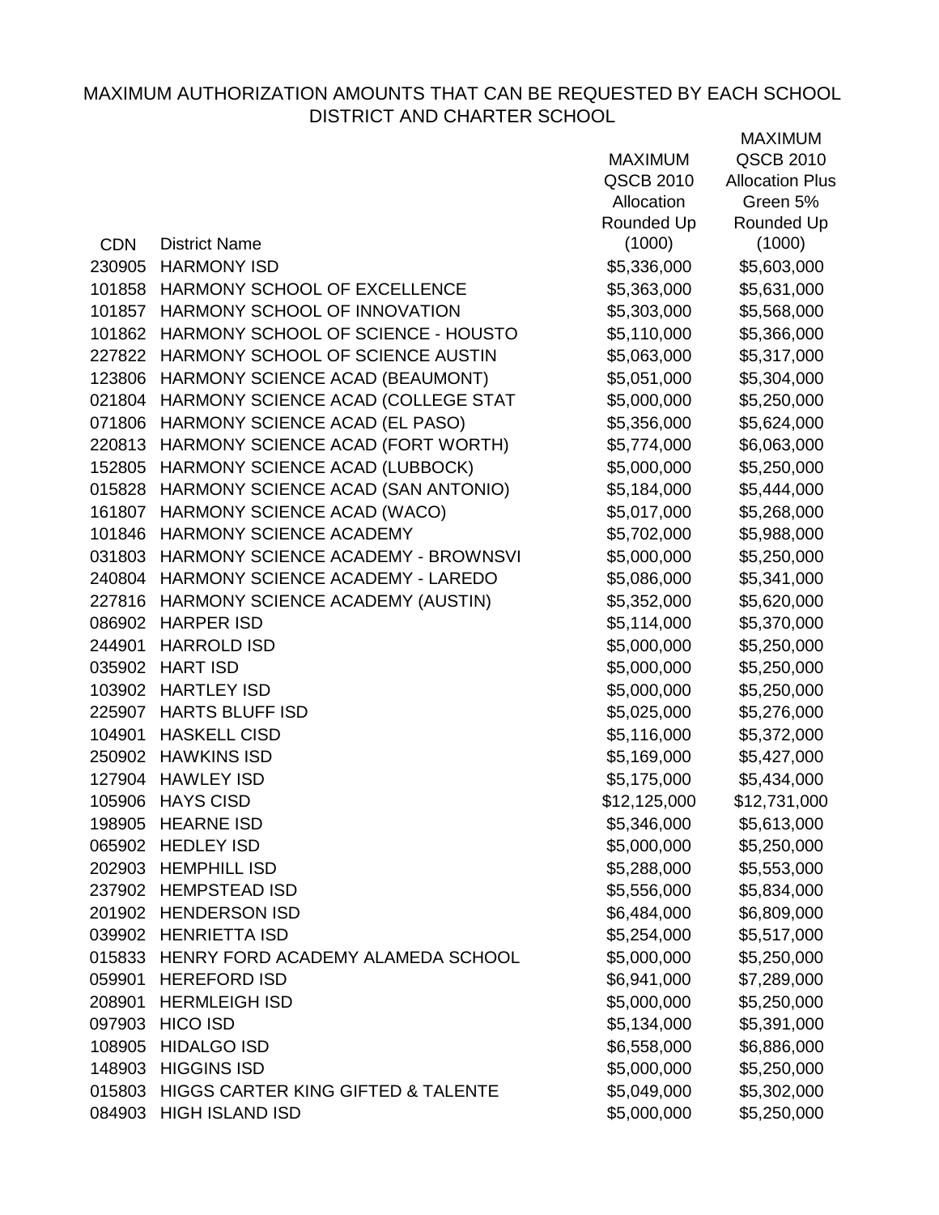# MAXIMUM AUTHORIZATION AMOUNTS THAT CAN BE REQUESTED BY EACH SCHOOL DISTRICT AND CHARTER SCHOOL

| CDN | District Name | MAXIMUM QSCB 2010 Allocation Rounded Up (1000) | MAXIMUM QSCB 2010 Allocation Plus Green 5% Rounded Up (1000) |
|---|---|---|---|
| 230905 | HARMONY ISD | $5,336,000 | $5,603,000 |
| 101858 | HARMONY SCHOOL OF EXCELLENCE | $5,363,000 | $5,631,000 |
| 101857 | HARMONY SCHOOL OF INNOVATION | $5,303,000 | $5,568,000 |
| 101862 | HARMONY SCHOOL OF SCIENCE - HOUSTO | $5,110,000 | $5,366,000 |
| 227822 | HARMONY SCHOOL OF SCIENCE AUSTIN | $5,063,000 | $5,317,000 |
| 123806 | HARMONY SCIENCE ACAD (BEAUMONT) | $5,051,000 | $5,304,000 |
| 021804 | HARMONY SCIENCE ACAD (COLLEGE STAT | $5,000,000 | $5,250,000 |
| 071806 | HARMONY SCIENCE ACAD (EL PASO) | $5,356,000 | $5,624,000 |
| 220813 | HARMONY SCIENCE ACAD (FORT WORTH) | $5,774,000 | $6,063,000 |
| 152805 | HARMONY SCIENCE ACAD (LUBBOCK) | $5,000,000 | $5,250,000 |
| 015828 | HARMONY SCIENCE ACAD (SAN ANTONIO) | $5,184,000 | $5,444,000 |
| 161807 | HARMONY SCIENCE ACAD (WACO) | $5,017,000 | $5,268,000 |
| 101846 | HARMONY SCIENCE ACADEMY | $5,702,000 | $5,988,000 |
| 031803 | HARMONY SCIENCE ACADEMY - BROWNSVI | $5,000,000 | $5,250,000 |
| 240804 | HARMONY SCIENCE ACADEMY - LAREDO | $5,086,000 | $5,341,000 |
| 227816 | HARMONY SCIENCE ACADEMY (AUSTIN) | $5,352,000 | $5,620,000 |
| 086902 | HARPER ISD | $5,114,000 | $5,370,000 |
| 244901 | HARROLD ISD | $5,000,000 | $5,250,000 |
| 035902 | HART ISD | $5,000,000 | $5,250,000 |
| 103902 | HARTLEY ISD | $5,000,000 | $5,250,000 |
| 225907 | HARTS BLUFF ISD | $5,025,000 | $5,276,000 |
| 104901 | HASKELL CISD | $5,116,000 | $5,372,000 |
| 250902 | HAWKINS ISD | $5,169,000 | $5,427,000 |
| 127904 | HAWLEY ISD | $5,175,000 | $5,434,000 |
| 105906 | HAYS CISD | $12,125,000 | $12,731,000 |
| 198905 | HEARNE ISD | $5,346,000 | $5,613,000 |
| 065902 | HEDLEY ISD | $5,000,000 | $5,250,000 |
| 202903 | HEMPHILL ISD | $5,288,000 | $5,553,000 |
| 237902 | HEMPSTEAD ISD | $5,556,000 | $5,834,000 |
| 201902 | HENDERSON ISD | $6,484,000 | $6,809,000 |
| 039902 | HENRIETTA ISD | $5,254,000 | $5,517,000 |
| 015833 | HENRY FORD ACADEMY ALAMEDA SCHOOL | $5,000,000 | $5,250,000 |
| 059901 | HEREFORD ISD | $6,941,000 | $7,289,000 |
| 208901 | HERMLEIGH ISD | $5,000,000 | $5,250,000 |
| 097903 | HICO ISD | $5,134,000 | $5,391,000 |
| 108905 | HIDALGO ISD | $6,558,000 | $6,886,000 |
| 148903 | HIGGINS ISD | $5,000,000 | $5,250,000 |
| 015803 | HIGGS CARTER KING GIFTED & TALENTE | $5,049,000 | $5,302,000 |
| 084903 | HIGH ISLAND ISD | $5,000,000 | $5,250,000 |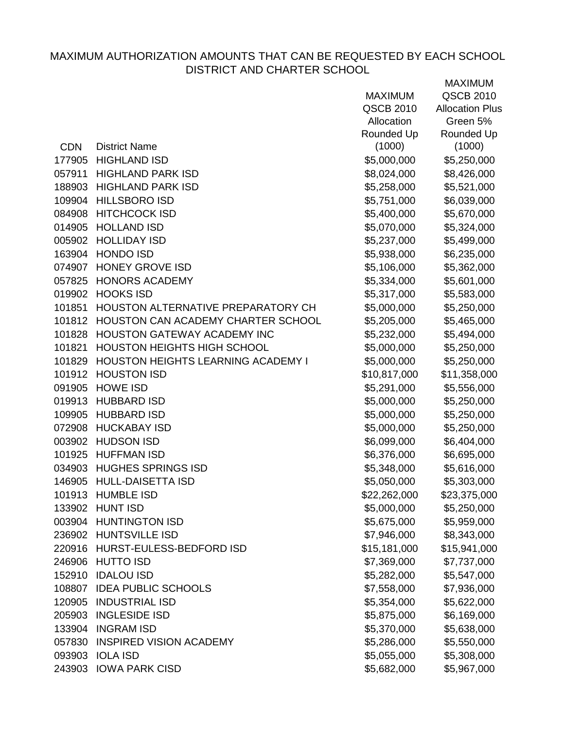MAXIMUM AUTHORIZATION AMOUNTS THAT CAN BE REQUESTED BY EACH SCHOOL DISTRICT AND CHARTER SCHOOL

| CDN | District Name | MAXIMUM QSCB 2010 Allocation Rounded Up (1000) | MAXIMUM QSCB 2010 Allocation Plus Green 5% Rounded Up (1000) |
|---|---|---|---|
| 177905 | HIGHLAND ISD | $5,000,000 | $5,250,000 |
| 057911 | HIGHLAND PARK ISD | $8,024,000 | $8,426,000 |
| 188903 | HIGHLAND PARK ISD | $5,258,000 | $5,521,000 |
| 109904 | HILLSBORO ISD | $5,751,000 | $6,039,000 |
| 084908 | HITCHCOCK ISD | $5,400,000 | $5,670,000 |
| 014905 | HOLLAND ISD | $5,070,000 | $5,324,000 |
| 005902 | HOLLIDAY ISD | $5,237,000 | $5,499,000 |
| 163904 | HONDO ISD | $5,938,000 | $6,235,000 |
| 074907 | HONEY GROVE ISD | $5,106,000 | $5,362,000 |
| 057825 | HONORS ACADEMY | $5,334,000 | $5,601,000 |
| 019902 | HOOKS ISD | $5,317,000 | $5,583,000 |
| 101851 | HOUSTON ALTERNATIVE PREPARATORY CH | $5,000,000 | $5,250,000 |
| 101812 | HOUSTON CAN ACADEMY CHARTER SCHOOL | $5,205,000 | $5,465,000 |
| 101828 | HOUSTON GATEWAY ACADEMY INC | $5,232,000 | $5,494,000 |
| 101821 | HOUSTON HEIGHTS HIGH SCHOOL | $5,000,000 | $5,250,000 |
| 101829 | HOUSTON HEIGHTS LEARNING ACADEMY I | $5,000,000 | $5,250,000 |
| 101912 | HOUSTON ISD | $10,817,000 | $11,358,000 |
| 091905 | HOWE ISD | $5,291,000 | $5,556,000 |
| 019913 | HUBBARD ISD | $5,000,000 | $5,250,000 |
| 109905 | HUBBARD ISD | $5,000,000 | $5,250,000 |
| 072908 | HUCKABAY ISD | $5,000,000 | $5,250,000 |
| 003902 | HUDSON ISD | $6,099,000 | $6,404,000 |
| 101925 | HUFFMAN ISD | $6,376,000 | $6,695,000 |
| 034903 | HUGHES SPRINGS ISD | $5,348,000 | $5,616,000 |
| 146905 | HULL-DAISETTA ISD | $5,050,000 | $5,303,000 |
| 101913 | HUMBLE ISD | $22,262,000 | $23,375,000 |
| 133902 | HUNT ISD | $5,000,000 | $5,250,000 |
| 003904 | HUNTINGTON ISD | $5,675,000 | $5,959,000 |
| 236902 | HUNTSVILLE ISD | $7,946,000 | $8,343,000 |
| 220916 | HURST-EULESS-BEDFORD ISD | $15,181,000 | $15,941,000 |
| 246906 | HUTTO ISD | $7,369,000 | $7,737,000 |
| 152910 | IDALOU ISD | $5,282,000 | $5,547,000 |
| 108807 | IDEA PUBLIC SCHOOLS | $7,558,000 | $7,936,000 |
| 120905 | INDUSTRIAL ISD | $5,354,000 | $5,622,000 |
| 205903 | INGLESIDE ISD | $5,875,000 | $6,169,000 |
| 133904 | INGRAM ISD | $5,370,000 | $5,638,000 |
| 057830 | INSPIRED VISION ACADEMY | $5,286,000 | $5,550,000 |
| 093903 | IOLA ISD | $5,055,000 | $5,308,000 |
| 243903 | IOWA PARK CISD | $5,682,000 | $5,967,000 |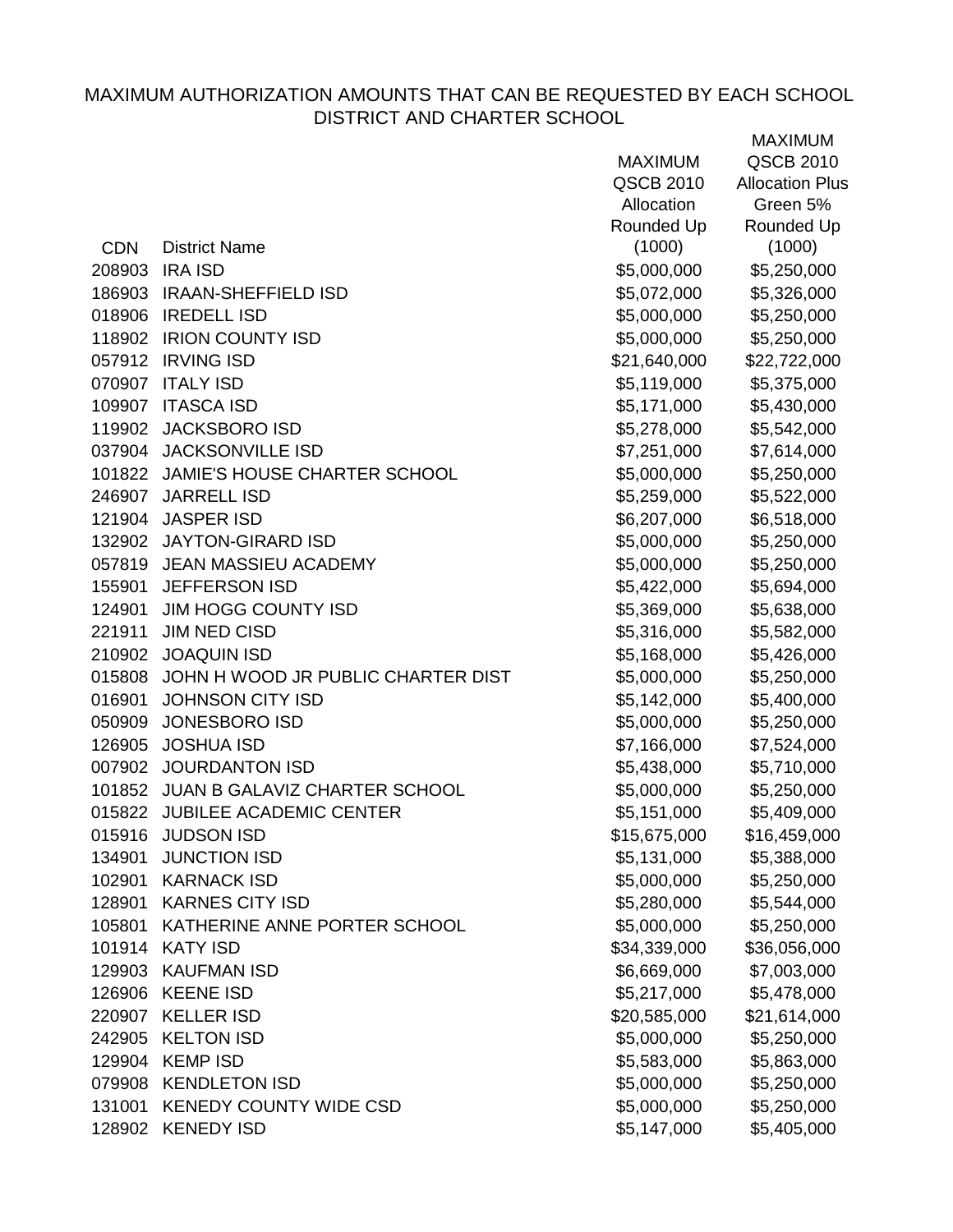MAXIMUM AUTHORIZATION AMOUNTS THAT CAN BE REQUESTED BY EACH SCHOOL DISTRICT AND CHARTER SCHOOL

| CDN | District Name | MAXIMUM QSCB 2010 Allocation Rounded Up (1000) | MAXIMUM QSCB 2010 Allocation Plus Green 5% Rounded Up (1000) |
|---|---|---|---|
| 208903 | IRA ISD | $5,000,000 | $5,250,000 |
| 186903 | IRAAN-SHEFFIELD ISD | $5,072,000 | $5,326,000 |
| 018906 | IREDELL ISD | $5,000,000 | $5,250,000 |
| 118902 | IRION COUNTY ISD | $5,000,000 | $5,250,000 |
| 057912 | IRVING ISD | $21,640,000 | $22,722,000 |
| 070907 | ITALY ISD | $5,119,000 | $5,375,000 |
| 109907 | ITASCA ISD | $5,171,000 | $5,430,000 |
| 119902 | JACKSBORO ISD | $5,278,000 | $5,542,000 |
| 037904 | JACKSONVILLE ISD | $7,251,000 | $7,614,000 |
| 101822 | JAMIE'S HOUSE CHARTER SCHOOL | $5,000,000 | $5,250,000 |
| 246907 | JARRELL ISD | $5,259,000 | $5,522,000 |
| 121904 | JASPER ISD | $6,207,000 | $6,518,000 |
| 132902 | JAYTON-GIRARD ISD | $5,000,000 | $5,250,000 |
| 057819 | JEAN MASSIEU ACADEMY | $5,000,000 | $5,250,000 |
| 155901 | JEFFERSON ISD | $5,422,000 | $5,694,000 |
| 124901 | JIM HOGG COUNTY ISD | $5,369,000 | $5,638,000 |
| 221911 | JIM NED CISD | $5,316,000 | $5,582,000 |
| 210902 | JOAQUIN ISD | $5,168,000 | $5,426,000 |
| 015808 | JOHN H WOOD JR PUBLIC CHARTER DIST | $5,000,000 | $5,250,000 |
| 016901 | JOHNSON CITY ISD | $5,142,000 | $5,400,000 |
| 050909 | JONESBORO ISD | $5,000,000 | $5,250,000 |
| 126905 | JOSHUA ISD | $7,166,000 | $7,524,000 |
| 007902 | JOURDANTON ISD | $5,438,000 | $5,710,000 |
| 101852 | JUAN B GALAVIZ CHARTER SCHOOL | $5,000,000 | $5,250,000 |
| 015822 | JUBILEE ACADEMIC CENTER | $5,151,000 | $5,409,000 |
| 015916 | JUDSON ISD | $15,675,000 | $16,459,000 |
| 134901 | JUNCTION ISD | $5,131,000 | $5,388,000 |
| 102901 | KARNACK ISD | $5,000,000 | $5,250,000 |
| 128901 | KARNES CITY ISD | $5,280,000 | $5,544,000 |
| 105801 | KATHERINE ANNE PORTER SCHOOL | $5,000,000 | $5,250,000 |
| 101914 | KATY ISD | $34,339,000 | $36,056,000 |
| 129903 | KAUFMAN ISD | $6,669,000 | $7,003,000 |
| 126906 | KEENE ISD | $5,217,000 | $5,478,000 |
| 220907 | KELLER ISD | $20,585,000 | $21,614,000 |
| 242905 | KELTON ISD | $5,000,000 | $5,250,000 |
| 129904 | KEMP ISD | $5,583,000 | $5,863,000 |
| 079908 | KENDLETON ISD | $5,000,000 | $5,250,000 |
| 131001 | KENEDY COUNTY WIDE CSD | $5,000,000 | $5,250,000 |
| 128902 | KENEDY ISD | $5,147,000 | $5,405,000 |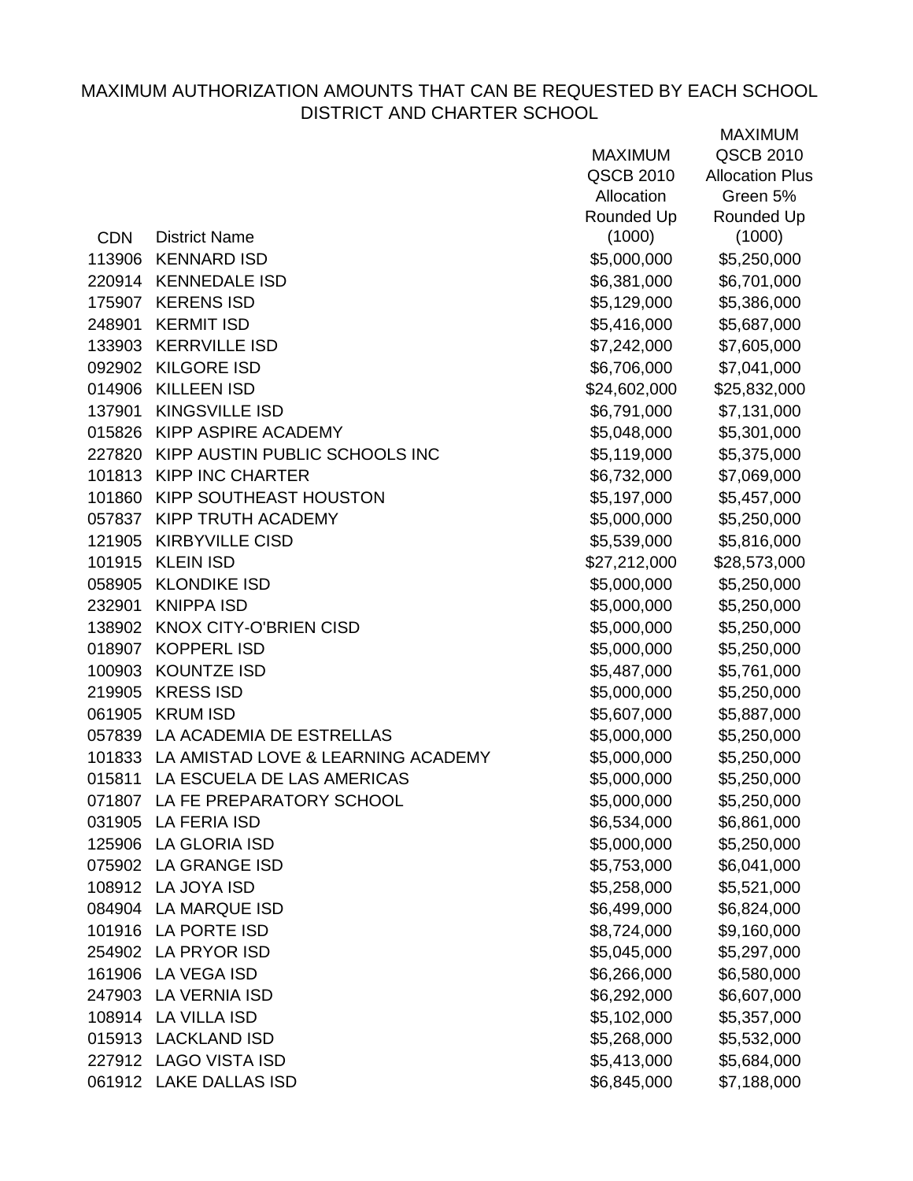MAXIMUM AUTHORIZATION AMOUNTS THAT CAN BE REQUESTED BY EACH SCHOOL DISTRICT AND CHARTER SCHOOL

| CDN | District Name | MAXIMUM QSCB 2010 Allocation Rounded Up (1000) | MAXIMUM QSCB 2010 Allocation Plus Green 5% Rounded Up (1000) |
|---|---|---|---|
| 113906 | KENNARD ISD | $5,000,000 | $5,250,000 |
| 220914 | KENNEDALE ISD | $6,381,000 | $6,701,000 |
| 175907 | KERENS ISD | $5,129,000 | $5,386,000 |
| 248901 | KERMIT ISD | $5,416,000 | $5,687,000 |
| 133903 | KERRVILLE ISD | $7,242,000 | $7,605,000 |
| 092902 | KILGORE ISD | $6,706,000 | $7,041,000 |
| 014906 | KILLEEN ISD | $24,602,000 | $25,832,000 |
| 137901 | KINGSVILLE ISD | $6,791,000 | $7,131,000 |
| 015826 | KIPP ASPIRE ACADEMY | $5,048,000 | $5,301,000 |
| 227820 | KIPP AUSTIN PUBLIC SCHOOLS INC | $5,119,000 | $5,375,000 |
| 101813 | KIPP INC CHARTER | $6,732,000 | $7,069,000 |
| 101860 | KIPP SOUTHEAST HOUSTON | $5,197,000 | $5,457,000 |
| 057837 | KIPP TRUTH ACADEMY | $5,000,000 | $5,250,000 |
| 121905 | KIRBYVILLE CISD | $5,539,000 | $5,816,000 |
| 101915 | KLEIN ISD | $27,212,000 | $28,573,000 |
| 058905 | KLONDIKE ISD | $5,000,000 | $5,250,000 |
| 232901 | KNIPPA ISD | $5,000,000 | $5,250,000 |
| 138902 | KNOX CITY-O'BRIEN CISD | $5,000,000 | $5,250,000 |
| 018907 | KOPPERL ISD | $5,000,000 | $5,250,000 |
| 100903 | KOUNTZE ISD | $5,487,000 | $5,761,000 |
| 219905 | KRESS ISD | $5,000,000 | $5,250,000 |
| 061905 | KRUM ISD | $5,607,000 | $5,887,000 |
| 057839 | LA ACADEMIA DE ESTRELLAS | $5,000,000 | $5,250,000 |
| 101833 | LA AMISTAD LOVE & LEARNING ACADEMY | $5,000,000 | $5,250,000 |
| 015811 | LA ESCUELA DE LAS AMERICAS | $5,000,000 | $5,250,000 |
| 071807 | LA FE PREPARATORY SCHOOL | $5,000,000 | $5,250,000 |
| 031905 | LA FERIA ISD | $6,534,000 | $6,861,000 |
| 125906 | LA GLORIA ISD | $5,000,000 | $5,250,000 |
| 075902 | LA GRANGE ISD | $5,753,000 | $6,041,000 |
| 108912 | LA JOYA ISD | $5,258,000 | $5,521,000 |
| 084904 | LA MARQUE ISD | $6,499,000 | $6,824,000 |
| 101916 | LA PORTE ISD | $8,724,000 | $9,160,000 |
| 254902 | LA PRYOR ISD | $5,045,000 | $5,297,000 |
| 161906 | LA VEGA ISD | $6,266,000 | $6,580,000 |
| 247903 | LA VERNIA ISD | $6,292,000 | $6,607,000 |
| 108914 | LA VILLA ISD | $5,102,000 | $5,357,000 |
| 015913 | LACKLAND ISD | $5,268,000 | $5,532,000 |
| 227912 | LAGO VISTA ISD | $5,413,000 | $5,684,000 |
| 061912 | LAKE DALLAS ISD | $6,845,000 | $7,188,000 |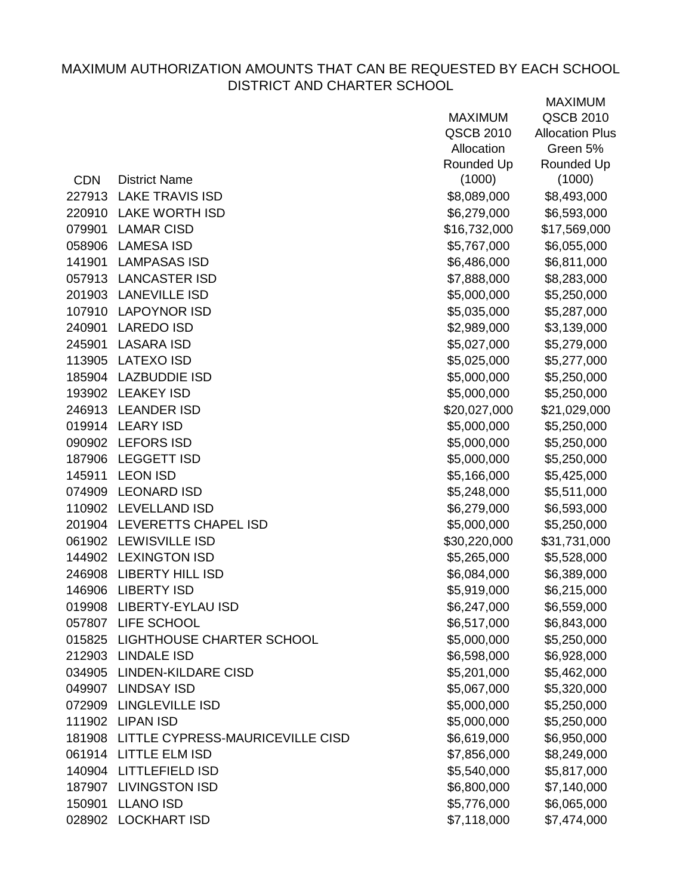MAXIMUM AUTHORIZATION AMOUNTS THAT CAN BE REQUESTED BY EACH SCHOOL DISTRICT AND CHARTER SCHOOL

| CDN | District Name | MAXIMUM QSCB 2010 Allocation Rounded Up (1000) | MAXIMUM QSCB 2010 Allocation Plus Green 5% Rounded Up (1000) |
|---|---|---|---|
| 227913 | LAKE TRAVIS ISD | $8,089,000 | $8,493,000 |
| 220910 | LAKE WORTH ISD | $6,279,000 | $6,593,000 |
| 079901 | LAMAR CISD | $16,732,000 | $17,569,000 |
| 058906 | LAMESA ISD | $5,767,000 | $6,055,000 |
| 141901 | LAMPASAS ISD | $6,486,000 | $6,811,000 |
| 057913 | LANCASTER ISD | $7,888,000 | $8,283,000 |
| 201903 | LANEVILLE ISD | $5,000,000 | $5,250,000 |
| 107910 | LAPOYNOR ISD | $5,035,000 | $5,287,000 |
| 240901 | LAREDO ISD | $2,989,000 | $3,139,000 |
| 245901 | LASARA ISD | $5,027,000 | $5,279,000 |
| 113905 | LATEXO ISD | $5,025,000 | $5,277,000 |
| 185904 | LAZBUDDIE ISD | $5,000,000 | $5,250,000 |
| 193902 | LEAKEY ISD | $5,000,000 | $5,250,000 |
| 246913 | LEANDER ISD | $20,027,000 | $21,029,000 |
| 019914 | LEARY ISD | $5,000,000 | $5,250,000 |
| 090902 | LEFORS ISD | $5,000,000 | $5,250,000 |
| 187906 | LEGGETT ISD | $5,000,000 | $5,250,000 |
| 145911 | LEON ISD | $5,166,000 | $5,425,000 |
| 074909 | LEONARD ISD | $5,248,000 | $5,511,000 |
| 110902 | LEVELLAND ISD | $6,279,000 | $6,593,000 |
| 201904 | LEVERETTS CHAPEL ISD | $5,000,000 | $5,250,000 |
| 061902 | LEWISVILLE ISD | $30,220,000 | $31,731,000 |
| 144902 | LEXINGTON ISD | $5,265,000 | $5,528,000 |
| 246908 | LIBERTY HILL ISD | $6,084,000 | $6,389,000 |
| 146906 | LIBERTY ISD | $5,919,000 | $6,215,000 |
| 019908 | LIBERTY-EYLAU ISD | $6,247,000 | $6,559,000 |
| 057807 | LIFE SCHOOL | $6,517,000 | $6,843,000 |
| 015825 | LIGHTHOUSE CHARTER SCHOOL | $5,000,000 | $5,250,000 |
| 212903 | LINDALE ISD | $6,598,000 | $6,928,000 |
| 034905 | LINDEN-KILDARE CISD | $5,201,000 | $5,462,000 |
| 049907 | LINDSAY ISD | $5,067,000 | $5,320,000 |
| 072909 | LINGLEVILLE ISD | $5,000,000 | $5,250,000 |
| 111902 | LIPAN ISD | $5,000,000 | $5,250,000 |
| 181908 | LITTLE CYPRESS-MAURICEVILLE CISD | $6,619,000 | $6,950,000 |
| 061914 | LITTLE ELM ISD | $7,856,000 | $8,249,000 |
| 140904 | LITTLEFIELD ISD | $5,540,000 | $5,817,000 |
| 187907 | LIVINGSTON ISD | $6,800,000 | $7,140,000 |
| 150901 | LLANO ISD | $5,776,000 | $6,065,000 |
| 028902 | LOCKHART ISD | $7,118,000 | $7,474,000 |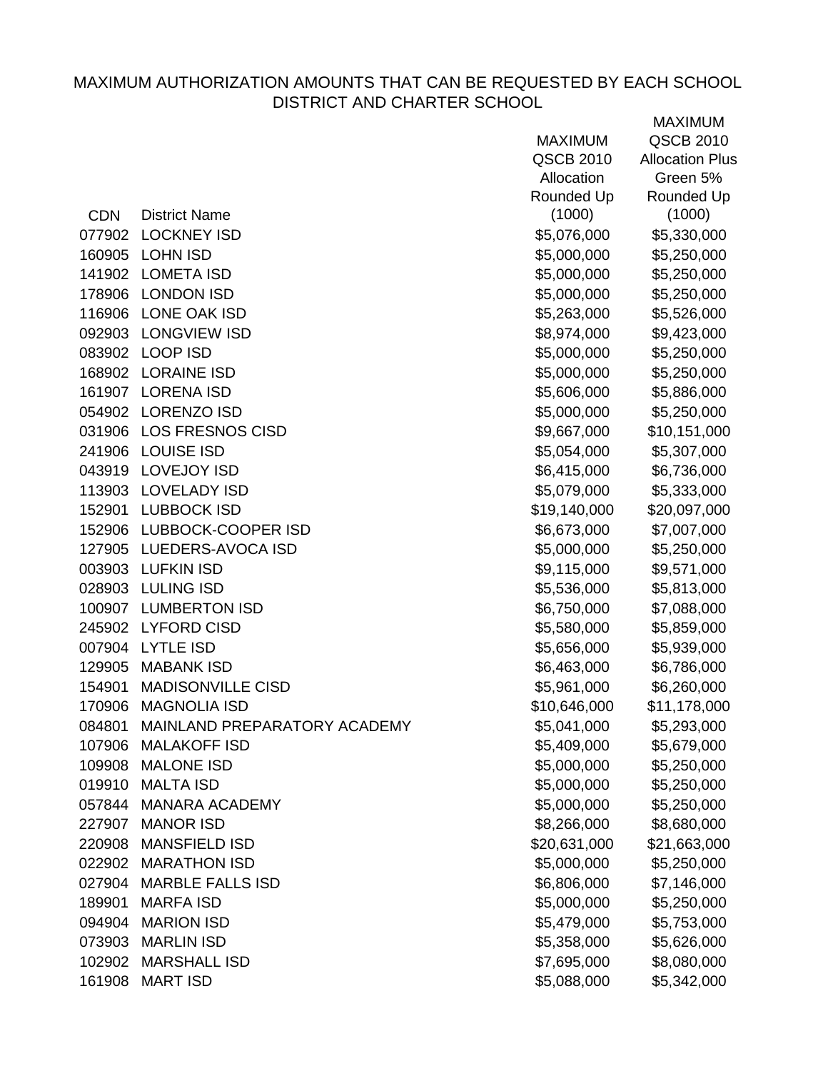# MAXIMUM AUTHORIZATION AMOUNTS THAT CAN BE REQUESTED BY EACH SCHOOL DISTRICT AND CHARTER SCHOOL

| CDN | District Name | MAXIMUM QSCB 2010 Allocation Rounded Up (1000) | MAXIMUM QSCB 2010 Allocation Plus Green 5% Rounded Up (1000) |
|---|---|---|---|
| 077902 | LOCKNEY ISD | $5,076,000 | $5,330,000 |
| 160905 | LOHN ISD | $5,000,000 | $5,250,000 |
| 141902 | LOMETA ISD | $5,000,000 | $5,250,000 |
| 178906 | LONDON ISD | $5,000,000 | $5,250,000 |
| 116906 | LONE OAK ISD | $5,263,000 | $5,526,000 |
| 092903 | LONGVIEW ISD | $8,974,000 | $9,423,000 |
| 083902 | LOOP ISD | $5,000,000 | $5,250,000 |
| 168902 | LORAINE ISD | $5,000,000 | $5,250,000 |
| 161907 | LORENA ISD | $5,606,000 | $5,886,000 |
| 054902 | LORENZO ISD | $5,000,000 | $5,250,000 |
| 031906 | LOS FRESNOS CISD | $9,667,000 | $10,151,000 |
| 241906 | LOUISE ISD | $5,054,000 | $5,307,000 |
| 043919 | LOVEJOY ISD | $6,415,000 | $6,736,000 |
| 113903 | LOVELADY ISD | $5,079,000 | $5,333,000 |
| 152901 | LUBBOCK ISD | $19,140,000 | $20,097,000 |
| 152906 | LUBBOCK-COOPER ISD | $6,673,000 | $7,007,000 |
| 127905 | LUEDERS-AVOCA ISD | $5,000,000 | $5,250,000 |
| 003903 | LUFKIN ISD | $9,115,000 | $9,571,000 |
| 028903 | LULING ISD | $5,536,000 | $5,813,000 |
| 100907 | LUMBERTON ISD | $6,750,000 | $7,088,000 |
| 245902 | LYFORD CISD | $5,580,000 | $5,859,000 |
| 007904 | LYTLE ISD | $5,656,000 | $5,939,000 |
| 129905 | MABANK ISD | $6,463,000 | $6,786,000 |
| 154901 | MADISONVILLE CISD | $5,961,000 | $6,260,000 |
| 170906 | MAGNOLIA ISD | $10,646,000 | $11,178,000 |
| 084801 | MAINLAND PREPARATORY ACADEMY | $5,041,000 | $5,293,000 |
| 107906 | MALAKOFF ISD | $5,409,000 | $5,679,000 |
| 109908 | MALONE ISD | $5,000,000 | $5,250,000 |
| 019910 | MALTA ISD | $5,000,000 | $5,250,000 |
| 057844 | MANARA ACADEMY | $5,000,000 | $5,250,000 |
| 227907 | MANOR ISD | $8,266,000 | $8,680,000 |
| 220908 | MANSFIELD ISD | $20,631,000 | $21,663,000 |
| 022902 | MARATHON ISD | $5,000,000 | $5,250,000 |
| 027904 | MARBLE FALLS ISD | $6,806,000 | $7,146,000 |
| 189901 | MARFA ISD | $5,000,000 | $5,250,000 |
| 094904 | MARION ISD | $5,479,000 | $5,753,000 |
| 073903 | MARLIN ISD | $5,358,000 | $5,626,000 |
| 102902 | MARSHALL ISD | $7,695,000 | $8,080,000 |
| 161908 | MART ISD | $5,088,000 | $5,342,000 |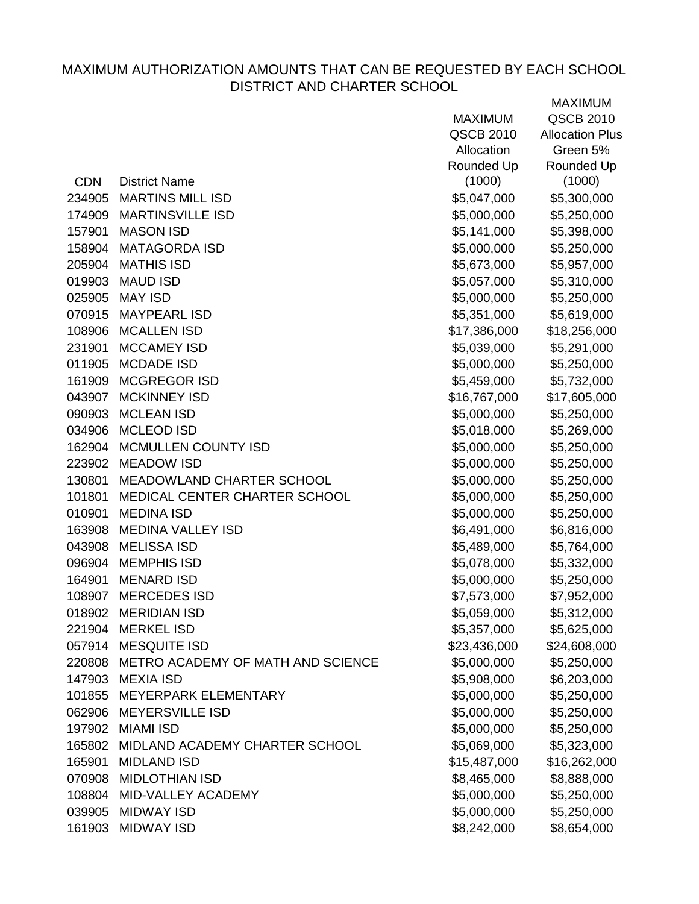MAXIMUM AUTHORIZATION AMOUNTS THAT CAN BE REQUESTED BY EACH SCHOOL DISTRICT AND CHARTER SCHOOL

| CDN | District Name | MAXIMUM QSCB 2010 Allocation Rounded Up (1000) | MAXIMUM QSCB 2010 Allocation Plus Green 5% Rounded Up (1000) |
|---|---|---|---|
| 234905 | MARTINS MILL ISD | $5,047,000 | $5,300,000 |
| 174909 | MARTINSVILLE ISD | $5,000,000 | $5,250,000 |
| 157901 | MASON ISD | $5,141,000 | $5,398,000 |
| 158904 | MATAGORDA ISD | $5,000,000 | $5,250,000 |
| 205904 | MATHIS ISD | $5,673,000 | $5,957,000 |
| 019903 | MAUD ISD | $5,057,000 | $5,310,000 |
| 025905 | MAY ISD | $5,000,000 | $5,250,000 |
| 070915 | MAYPEARL ISD | $5,351,000 | $5,619,000 |
| 108906 | MCALLEN ISD | $17,386,000 | $18,256,000 |
| 231901 | MCCAMEY ISD | $5,039,000 | $5,291,000 |
| 011905 | MCDADE ISD | $5,000,000 | $5,250,000 |
| 161909 | MCGREGOR ISD | $5,459,000 | $5,732,000 |
| 043907 | MCKINNEY ISD | $16,767,000 | $17,605,000 |
| 090903 | MCLEAN ISD | $5,000,000 | $5,250,000 |
| 034906 | MCLEOD ISD | $5,018,000 | $5,269,000 |
| 162904 | MCMULLEN COUNTY ISD | $5,000,000 | $5,250,000 |
| 223902 | MEADOW ISD | $5,000,000 | $5,250,000 |
| 130801 | MEADOWLAND CHARTER SCHOOL | $5,000,000 | $5,250,000 |
| 101801 | MEDICAL CENTER CHARTER SCHOOL | $5,000,000 | $5,250,000 |
| 010901 | MEDINA ISD | $5,000,000 | $5,250,000 |
| 163908 | MEDINA VALLEY ISD | $6,491,000 | $6,816,000 |
| 043908 | MELISSA ISD | $5,489,000 | $5,764,000 |
| 096904 | MEMPHIS ISD | $5,078,000 | $5,332,000 |
| 164901 | MENARD ISD | $5,000,000 | $5,250,000 |
| 108907 | MERCEDES ISD | $7,573,000 | $7,952,000 |
| 018902 | MERIDIAN ISD | $5,059,000 | $5,312,000 |
| 221904 | MERKEL ISD | $5,357,000 | $5,625,000 |
| 057914 | MESQUITE ISD | $23,436,000 | $24,608,000 |
| 220808 | METRO ACADEMY OF MATH AND SCIENCE | $5,000,000 | $5,250,000 |
| 147903 | MEXIA ISD | $5,908,000 | $6,203,000 |
| 101855 | MEYERPARK ELEMENTARY | $5,000,000 | $5,250,000 |
| 062906 | MEYERSVILLE ISD | $5,000,000 | $5,250,000 |
| 197902 | MIAMI ISD | $5,000,000 | $5,250,000 |
| 165802 | MIDLAND ACADEMY CHARTER SCHOOL | $5,069,000 | $5,323,000 |
| 165901 | MIDLAND ISD | $15,487,000 | $16,262,000 |
| 070908 | MIDLOTHIAN ISD | $8,465,000 | $8,888,000 |
| 108804 | MID-VALLEY ACADEMY | $5,000,000 | $5,250,000 |
| 039905 | MIDWAY ISD | $5,000,000 | $5,250,000 |
| 161903 | MIDWAY ISD | $8,242,000 | $8,654,000 |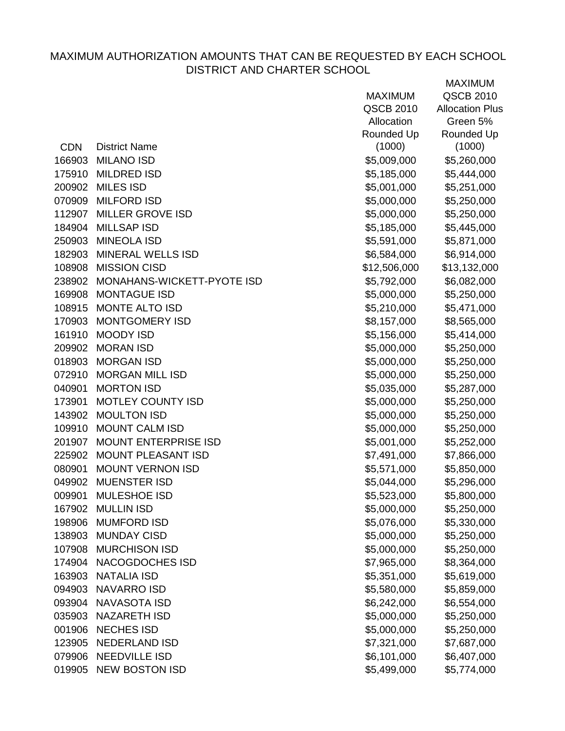# MAXIMUM AUTHORIZATION AMOUNTS THAT CAN BE REQUESTED BY EACH SCHOOL DISTRICT AND CHARTER SCHOOL

| CDN | District Name | MAXIMUM QSCB 2010 Allocation Rounded Up (1000) | MAXIMUM QSCB 2010 Allocation Plus Green 5% Rounded Up (1000) |
|---|---|---|---|
| 166903 | MILANO ISD | $5,009,000 | $5,260,000 |
| 175910 | MILDRED ISD | $5,185,000 | $5,444,000 |
| 200902 | MILES ISD | $5,001,000 | $5,251,000 |
| 070909 | MILFORD ISD | $5,000,000 | $5,250,000 |
| 112907 | MILLER GROVE ISD | $5,000,000 | $5,250,000 |
| 184904 | MILLSAP ISD | $5,185,000 | $5,445,000 |
| 250903 | MINEOLA ISD | $5,591,000 | $5,871,000 |
| 182903 | MINERAL WELLS ISD | $6,584,000 | $6,914,000 |
| 108908 | MISSION CISD | $12,506,000 | $13,132,000 |
| 238902 | MONAHANS-WICKETT-PYOTE ISD | $5,792,000 | $6,082,000 |
| 169908 | MONTAGUE ISD | $5,000,000 | $5,250,000 |
| 108915 | MONTE ALTO ISD | $5,210,000 | $5,471,000 |
| 170903 | MONTGOMERY ISD | $8,157,000 | $8,565,000 |
| 161910 | MOODY ISD | $5,156,000 | $5,414,000 |
| 209902 | MORAN ISD | $5,000,000 | $5,250,000 |
| 018903 | MORGAN ISD | $5,000,000 | $5,250,000 |
| 072910 | MORGAN MILL ISD | $5,000,000 | $5,250,000 |
| 040901 | MORTON ISD | $5,035,000 | $5,287,000 |
| 173901 | MOTLEY COUNTY ISD | $5,000,000 | $5,250,000 |
| 143902 | MOULTON ISD | $5,000,000 | $5,250,000 |
| 109910 | MOUNT CALM ISD | $5,000,000 | $5,250,000 |
| 201907 | MOUNT ENTERPRISE ISD | $5,001,000 | $5,252,000 |
| 225902 | MOUNT PLEASANT ISD | $7,491,000 | $7,866,000 |
| 080901 | MOUNT VERNON ISD | $5,571,000 | $5,850,000 |
| 049902 | MUENSTER ISD | $5,044,000 | $5,296,000 |
| 009901 | MULESHOE ISD | $5,523,000 | $5,800,000 |
| 167902 | MULLIN ISD | $5,000,000 | $5,250,000 |
| 198906 | MUMFORD ISD | $5,076,000 | $5,330,000 |
| 138903 | MUNDAY CISD | $5,000,000 | $5,250,000 |
| 107908 | MURCHISON ISD | $5,000,000 | $5,250,000 |
| 174904 | NACOGDOCHES ISD | $7,965,000 | $8,364,000 |
| 163903 | NATALIA ISD | $5,351,000 | $5,619,000 |
| 094903 | NAVARRO ISD | $5,580,000 | $5,859,000 |
| 093904 | NAVASOTA ISD | $6,242,000 | $6,554,000 |
| 035903 | NAZARETH ISD | $5,000,000 | $5,250,000 |
| 001906 | NECHES ISD | $5,000,000 | $5,250,000 |
| 123905 | NEDERLAND ISD | $7,321,000 | $7,687,000 |
| 079906 | NEEDVILLE ISD | $6,101,000 | $6,407,000 |
| 019905 | NEW BOSTON ISD | $5,499,000 | $5,774,000 |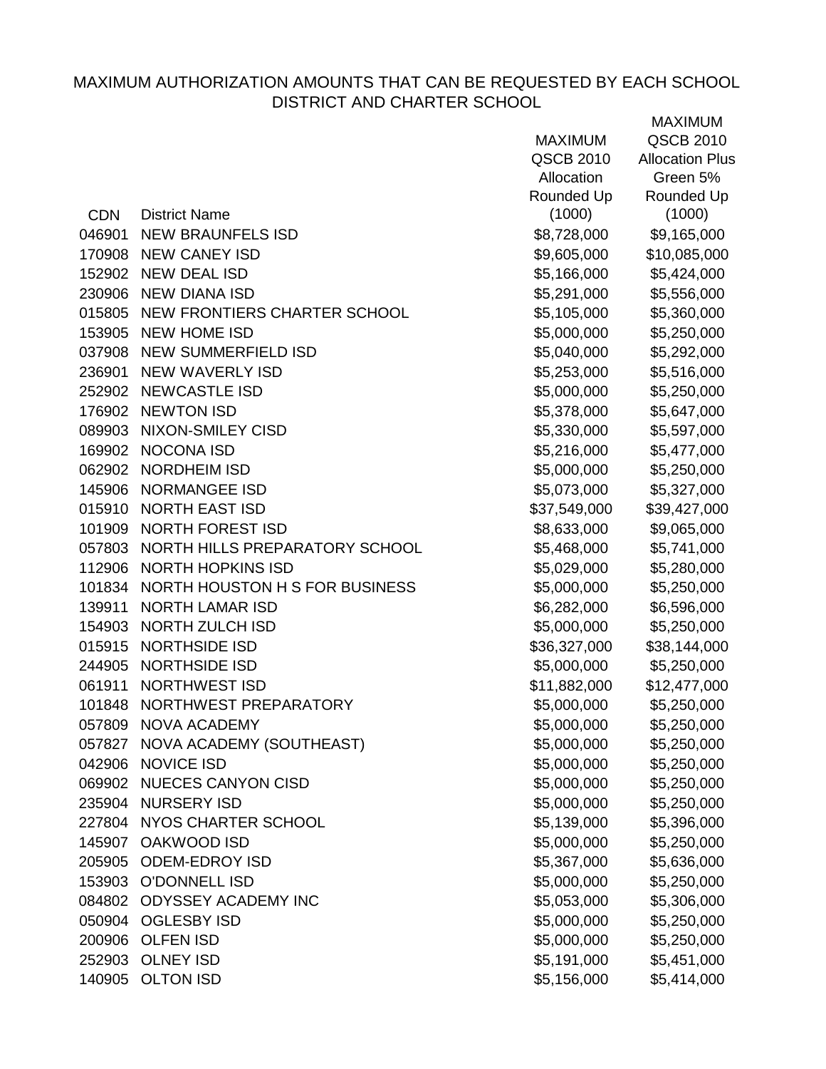MAXIMUM AUTHORIZATION AMOUNTS THAT CAN BE REQUESTED BY EACH SCHOOL DISTRICT AND CHARTER SCHOOL

| CDN | District Name | MAXIMUM QSCB 2010 Allocation Rounded Up (1000) | MAXIMUM QSCB 2010 Allocation Plus Green 5% Rounded Up (1000) |
|---|---|---|---|
| 046901 | NEW BRAUNFELS ISD | $8,728,000 | $9,165,000 |
| 170908 | NEW CANEY ISD | $9,605,000 | $10,085,000 |
| 152902 | NEW DEAL ISD | $5,166,000 | $5,424,000 |
| 230906 | NEW DIANA ISD | $5,291,000 | $5,556,000 |
| 015805 | NEW FRONTIERS CHARTER SCHOOL | $5,105,000 | $5,360,000 |
| 153905 | NEW HOME ISD | $5,000,000 | $5,250,000 |
| 037908 | NEW SUMMERFIELD ISD | $5,040,000 | $5,292,000 |
| 236901 | NEW WAVERLY ISD | $5,253,000 | $5,516,000 |
| 252902 | NEWCASTLE ISD | $5,000,000 | $5,250,000 |
| 176902 | NEWTON ISD | $5,378,000 | $5,647,000 |
| 089903 | NIXON-SMILEY CISD | $5,330,000 | $5,597,000 |
| 169902 | NOCONA ISD | $5,216,000 | $5,477,000 |
| 062902 | NORDHEIM ISD | $5,000,000 | $5,250,000 |
| 145906 | NORMANGEE ISD | $5,073,000 | $5,327,000 |
| 015910 | NORTH EAST ISD | $37,549,000 | $39,427,000 |
| 101909 | NORTH FOREST ISD | $8,633,000 | $9,065,000 |
| 057803 | NORTH HILLS PREPARATORY SCHOOL | $5,468,000 | $5,741,000 |
| 112906 | NORTH HOPKINS ISD | $5,029,000 | $5,280,000 |
| 101834 | NORTH HOUSTON H S FOR BUSINESS | $5,000,000 | $5,250,000 |
| 139911 | NORTH LAMAR ISD | $6,282,000 | $6,596,000 |
| 154903 | NORTH ZULCH ISD | $5,000,000 | $5,250,000 |
| 015915 | NORTHSIDE ISD | $36,327,000 | $38,144,000 |
| 244905 | NORTHSIDE ISD | $5,000,000 | $5,250,000 |
| 061911 | NORTHWEST ISD | $11,882,000 | $12,477,000 |
| 101848 | NORTHWEST PREPARATORY | $5,000,000 | $5,250,000 |
| 057809 | NOVA ACADEMY | $5,000,000 | $5,250,000 |
| 057827 | NOVA ACADEMY (SOUTHEAST) | $5,000,000 | $5,250,000 |
| 042906 | NOVICE ISD | $5,000,000 | $5,250,000 |
| 069902 | NUECES CANYON CISD | $5,000,000 | $5,250,000 |
| 235904 | NURSERY ISD | $5,000,000 | $5,250,000 |
| 227804 | NYOS CHARTER SCHOOL | $5,139,000 | $5,396,000 |
| 145907 | OAKWOOD ISD | $5,000,000 | $5,250,000 |
| 205905 | ODEM-EDROY ISD | $5,367,000 | $5,636,000 |
| 153903 | O'DONNELL ISD | $5,000,000 | $5,250,000 |
| 084802 | ODYSSEY ACADEMY INC | $5,053,000 | $5,306,000 |
| 050904 | OGLESBY ISD | $5,000,000 | $5,250,000 |
| 200906 | OLFEN ISD | $5,000,000 | $5,250,000 |
| 252903 | OLNEY ISD | $5,191,000 | $5,451,000 |
| 140905 | OLTON ISD | $5,156,000 | $5,414,000 |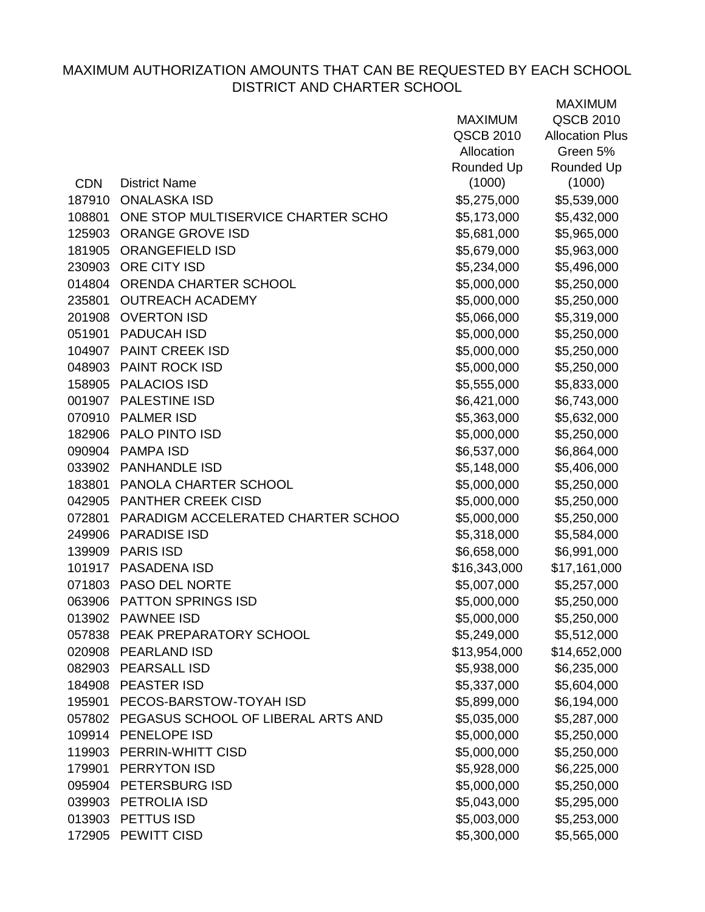MAXIMUM AUTHORIZATION AMOUNTS THAT CAN BE REQUESTED BY EACH SCHOOL DISTRICT AND CHARTER SCHOOL

| CDN | District Name | MAXIMUM QSCB 2010 Allocation Rounded Up (1000) | MAXIMUM QSCB 2010 Allocation Plus Green 5% Rounded Up (1000) |
|---|---|---|---|
| 187910 | ONALASKA ISD | $5,275,000 | $5,539,000 |
| 108801 | ONE STOP MULTISERVICE CHARTER SCHO | $5,173,000 | $5,432,000 |
| 125903 | ORANGE GROVE ISD | $5,681,000 | $5,965,000 |
| 181905 | ORANGEFIELD ISD | $5,679,000 | $5,963,000 |
| 230903 | ORE CITY ISD | $5,234,000 | $5,496,000 |
| 014804 | ORENDA CHARTER SCHOOL | $5,000,000 | $5,250,000 |
| 235801 | OUTREACH ACADEMY | $5,000,000 | $5,250,000 |
| 201908 | OVERTON ISD | $5,066,000 | $5,319,000 |
| 051901 | PADUCAH ISD | $5,000,000 | $5,250,000 |
| 104907 | PAINT CREEK ISD | $5,000,000 | $5,250,000 |
| 048903 | PAINT ROCK ISD | $5,000,000 | $5,250,000 |
| 158905 | PALACIOS ISD | $5,555,000 | $5,833,000 |
| 001907 | PALESTINE ISD | $6,421,000 | $6,743,000 |
| 070910 | PALMER ISD | $5,363,000 | $5,632,000 |
| 182906 | PALO PINTO ISD | $5,000,000 | $5,250,000 |
| 090904 | PAMPA ISD | $6,537,000 | $6,864,000 |
| 033902 | PANHANDLE ISD | $5,148,000 | $5,406,000 |
| 183801 | PANOLA CHARTER SCHOOL | $5,000,000 | $5,250,000 |
| 042905 | PANTHER CREEK CISD | $5,000,000 | $5,250,000 |
| 072801 | PARADIGM ACCELERATED CHARTER SCHOO | $5,000,000 | $5,250,000 |
| 249906 | PARADISE ISD | $5,318,000 | $5,584,000 |
| 139909 | PARIS ISD | $6,658,000 | $6,991,000 |
| 101917 | PASADENA ISD | $16,343,000 | $17,161,000 |
| 071803 | PASO DEL NORTE | $5,007,000 | $5,257,000 |
| 063906 | PATTON SPRINGS ISD | $5,000,000 | $5,250,000 |
| 013902 | PAWNEE ISD | $5,000,000 | $5,250,000 |
| 057838 | PEAK PREPARATORY SCHOOL | $5,249,000 | $5,512,000 |
| 020908 | PEARLAND ISD | $13,954,000 | $14,652,000 |
| 082903 | PEARSALL ISD | $5,938,000 | $6,235,000 |
| 184908 | PEASTER ISD | $5,337,000 | $5,604,000 |
| 195901 | PECOS-BARSTOW-TOYAH ISD | $5,899,000 | $6,194,000 |
| 057802 | PEGASUS SCHOOL OF LIBERAL ARTS AND | $5,035,000 | $5,287,000 |
| 109914 | PENELOPE ISD | $5,000,000 | $5,250,000 |
| 119903 | PERRIN-WHITT CISD | $5,000,000 | $5,250,000 |
| 179901 | PERRYTON ISD | $5,928,000 | $6,225,000 |
| 095904 | PETERSBURG ISD | $5,000,000 | $5,250,000 |
| 039903 | PETROLIA ISD | $5,043,000 | $5,295,000 |
| 013903 | PETTUS ISD | $5,003,000 | $5,253,000 |
| 172905 | PEWITT CISD | $5,300,000 | $5,565,000 |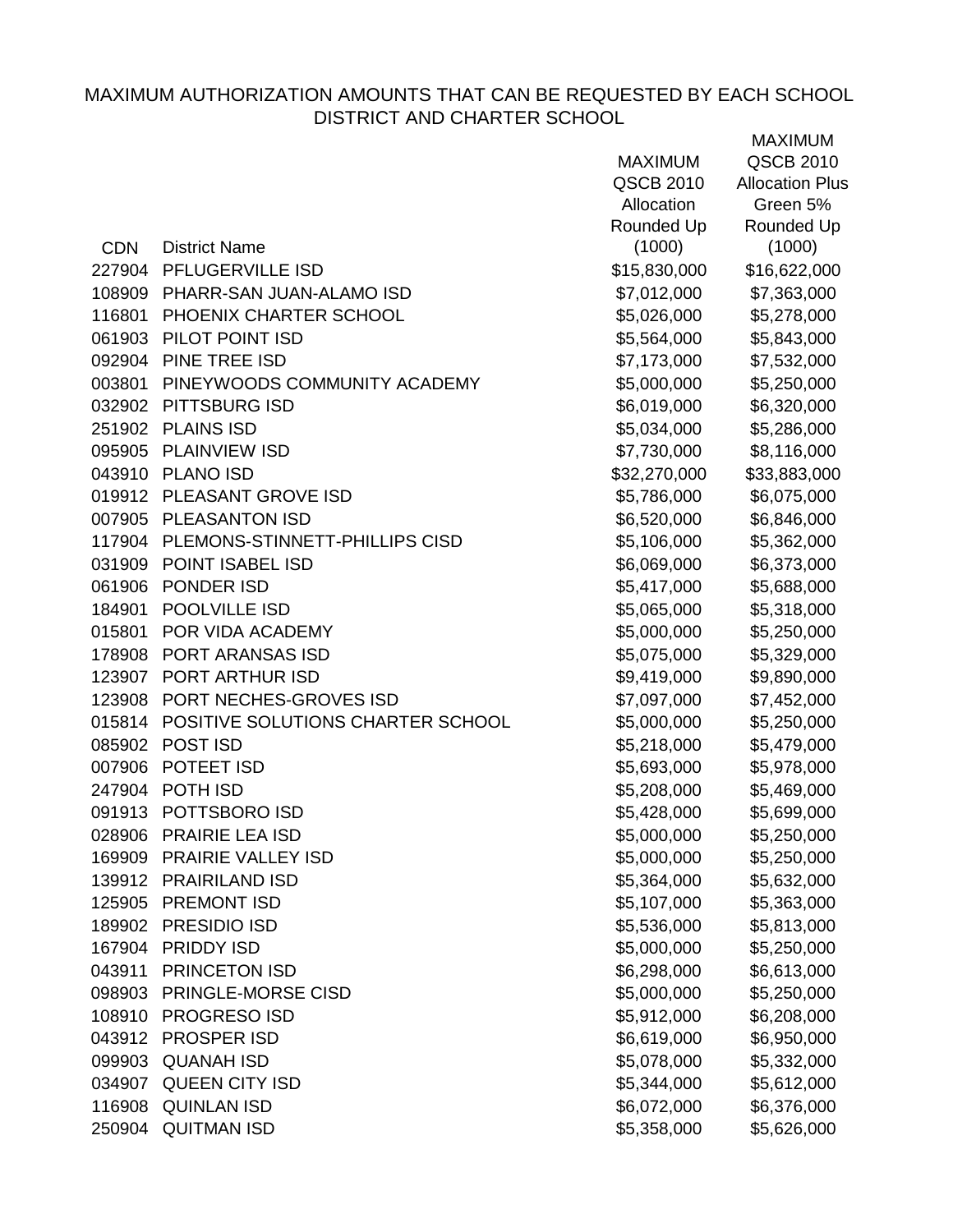MAXIMUM AUTHORIZATION AMOUNTS THAT CAN BE REQUESTED BY EACH SCHOOL DISTRICT AND CHARTER SCHOOL

| CDN | District Name | MAXIMUM QSCB 2010 Allocation Rounded Up (1000) | MAXIMUM QSCB 2010 Allocation Plus Green 5% Rounded Up (1000) |
|---|---|---|---|
| 227904 | PFLUGERVILLE ISD | $15,830,000 | $16,622,000 |
| 108909 | PHARR-SAN JUAN-ALAMO ISD | $7,012,000 | $7,363,000 |
| 116801 | PHOENIX CHARTER SCHOOL | $5,026,000 | $5,278,000 |
| 061903 | PILOT POINT ISD | $5,564,000 | $5,843,000 |
| 092904 | PINE TREE ISD | $7,173,000 | $7,532,000 |
| 003801 | PINEYWOODS COMMUNITY ACADEMY | $5,000,000 | $5,250,000 |
| 032902 | PITTSBURG ISD | $6,019,000 | $6,320,000 |
| 251902 | PLAINS ISD | $5,034,000 | $5,286,000 |
| 095905 | PLAINVIEW ISD | $7,730,000 | $8,116,000 |
| 043910 | PLANO ISD | $32,270,000 | $33,883,000 |
| 019912 | PLEASANT GROVE ISD | $5,786,000 | $6,075,000 |
| 007905 | PLEASANTON ISD | $6,520,000 | $6,846,000 |
| 117904 | PLEMONS-STINNETT-PHILLIPS CISD | $5,106,000 | $5,362,000 |
| 031909 | POINT ISABEL ISD | $6,069,000 | $6,373,000 |
| 061906 | PONDER ISD | $5,417,000 | $5,688,000 |
| 184901 | POOLVILLE ISD | $5,065,000 | $5,318,000 |
| 015801 | POR VIDA ACADEMY | $5,000,000 | $5,250,000 |
| 178908 | PORT ARANSAS ISD | $5,075,000 | $5,329,000 |
| 123907 | PORT ARTHUR ISD | $9,419,000 | $9,890,000 |
| 123908 | PORT NECHES-GROVES ISD | $7,097,000 | $7,452,000 |
| 015814 | POSITIVE SOLUTIONS CHARTER SCHOOL | $5,000,000 | $5,250,000 |
| 085902 | POST ISD | $5,218,000 | $5,479,000 |
| 007906 | POTEET ISD | $5,693,000 | $5,978,000 |
| 247904 | POTH ISD | $5,208,000 | $5,469,000 |
| 091913 | POTTSBORO ISD | $5,428,000 | $5,699,000 |
| 028906 | PRAIRIE LEA ISD | $5,000,000 | $5,250,000 |
| 169909 | PRAIRIE VALLEY ISD | $5,000,000 | $5,250,000 |
| 139912 | PRAIRILAND ISD | $5,364,000 | $5,632,000 |
| 125905 | PREMONT ISD | $5,107,000 | $5,363,000 |
| 189902 | PRESIDIO ISD | $5,536,000 | $5,813,000 |
| 167904 | PRIDDY ISD | $5,000,000 | $5,250,000 |
| 043911 | PRINCETON ISD | $6,298,000 | $6,613,000 |
| 098903 | PRINGLE-MORSE CISD | $5,000,000 | $5,250,000 |
| 108910 | PROGRESO ISD | $5,912,000 | $6,208,000 |
| 043912 | PROSPER ISD | $6,619,000 | $6,950,000 |
| 099903 | QUANAH ISD | $5,078,000 | $5,332,000 |
| 034907 | QUEEN CITY ISD | $5,344,000 | $5,612,000 |
| 116908 | QUINLAN ISD | $6,072,000 | $6,376,000 |
| 250904 | QUITMAN ISD | $5,358,000 | $5,626,000 |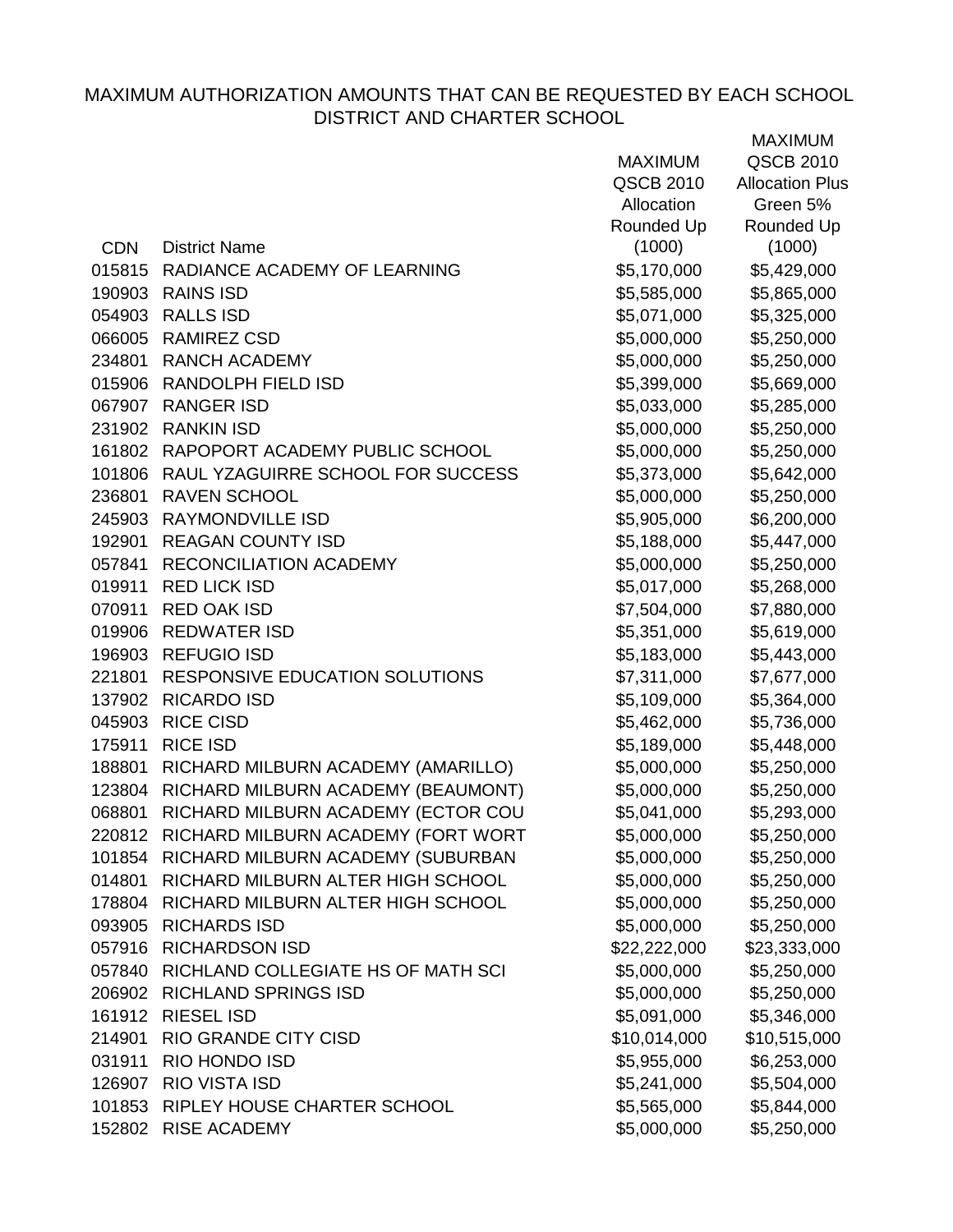# MAXIMUM AUTHORIZATION AMOUNTS THAT CAN BE REQUESTED BY EACH SCHOOL DISTRICT AND CHARTER SCHOOL

| CDN | District Name | MAXIMUM QSCB 2010 Allocation Rounded Up (1000) | MAXIMUM QSCB 2010 Allocation Plus Green 5% Rounded Up (1000) |
|---|---|---|---|
| 015815 | RADIANCE ACADEMY OF LEARNING | $5,170,000 | $5,429,000 |
| 190903 | RAINS ISD | $5,585,000 | $5,865,000 |
| 054903 | RALLS ISD | $5,071,000 | $5,325,000 |
| 066005 | RAMIREZ CSD | $5,000,000 | $5,250,000 |
| 234801 | RANCH ACADEMY | $5,000,000 | $5,250,000 |
| 015906 | RANDOLPH FIELD ISD | $5,399,000 | $5,669,000 |
| 067907 | RANGER ISD | $5,033,000 | $5,285,000 |
| 231902 | RANKIN ISD | $5,000,000 | $5,250,000 |
| 161802 | RAPOPORT ACADEMY PUBLIC SCHOOL | $5,000,000 | $5,250,000 |
| 101806 | RAUL YZAGUIRRE SCHOOL FOR SUCCESS | $5,373,000 | $5,642,000 |
| 236801 | RAVEN SCHOOL | $5,000,000 | $5,250,000 |
| 245903 | RAYMONDVILLE ISD | $5,905,000 | $6,200,000 |
| 192901 | REAGAN COUNTY ISD | $5,188,000 | $5,447,000 |
| 057841 | RECONCILIATION ACADEMY | $5,000,000 | $5,250,000 |
| 019911 | RED LICK ISD | $5,017,000 | $5,268,000 |
| 070911 | RED OAK ISD | $7,504,000 | $7,880,000 |
| 019906 | REDWATER ISD | $5,351,000 | $5,619,000 |
| 196903 | REFUGIO ISD | $5,183,000 | $5,443,000 |
| 221801 | RESPONSIVE EDUCATION SOLUTIONS | $7,311,000 | $7,677,000 |
| 137902 | RICARDO ISD | $5,109,000 | $5,364,000 |
| 045903 | RICE CISD | $5,462,000 | $5,736,000 |
| 175911 | RICE ISD | $5,189,000 | $5,448,000 |
| 188801 | RICHARD MILBURN ACADEMY (AMARILLO) | $5,000,000 | $5,250,000 |
| 123804 | RICHARD MILBURN ACADEMY (BEAUMONT) | $5,000,000 | $5,250,000 |
| 068801 | RICHARD MILBURN ACADEMY (ECTOR COU | $5,041,000 | $5,293,000 |
| 220812 | RICHARD MILBURN ACADEMY (FORT WORT | $5,000,000 | $5,250,000 |
| 101854 | RICHARD MILBURN ACADEMY (SUBURBAN | $5,000,000 | $5,250,000 |
| 014801 | RICHARD MILBURN ALTER HIGH SCHOOL | $5,000,000 | $5,250,000 |
| 178804 | RICHARD MILBURN ALTER HIGH SCHOOL | $5,000,000 | $5,250,000 |
| 093905 | RICHARDS ISD | $5,000,000 | $5,250,000 |
| 057916 | RICHARDSON ISD | $22,222,000 | $23,333,000 |
| 057840 | RICHLAND COLLEGIATE HS OF MATH SCI | $5,000,000 | $5,250,000 |
| 206902 | RICHLAND SPRINGS ISD | $5,000,000 | $5,250,000 |
| 161912 | RIESEL ISD | $5,091,000 | $5,346,000 |
| 214901 | RIO GRANDE CITY CISD | $10,014,000 | $10,515,000 |
| 031911 | RIO HONDO ISD | $5,955,000 | $6,253,000 |
| 126907 | RIO VISTA ISD | $5,241,000 | $5,504,000 |
| 101853 | RIPLEY HOUSE CHARTER SCHOOL | $5,565,000 | $5,844,000 |
| 152802 | RISE ACADEMY | $5,000,000 | $5,250,000 |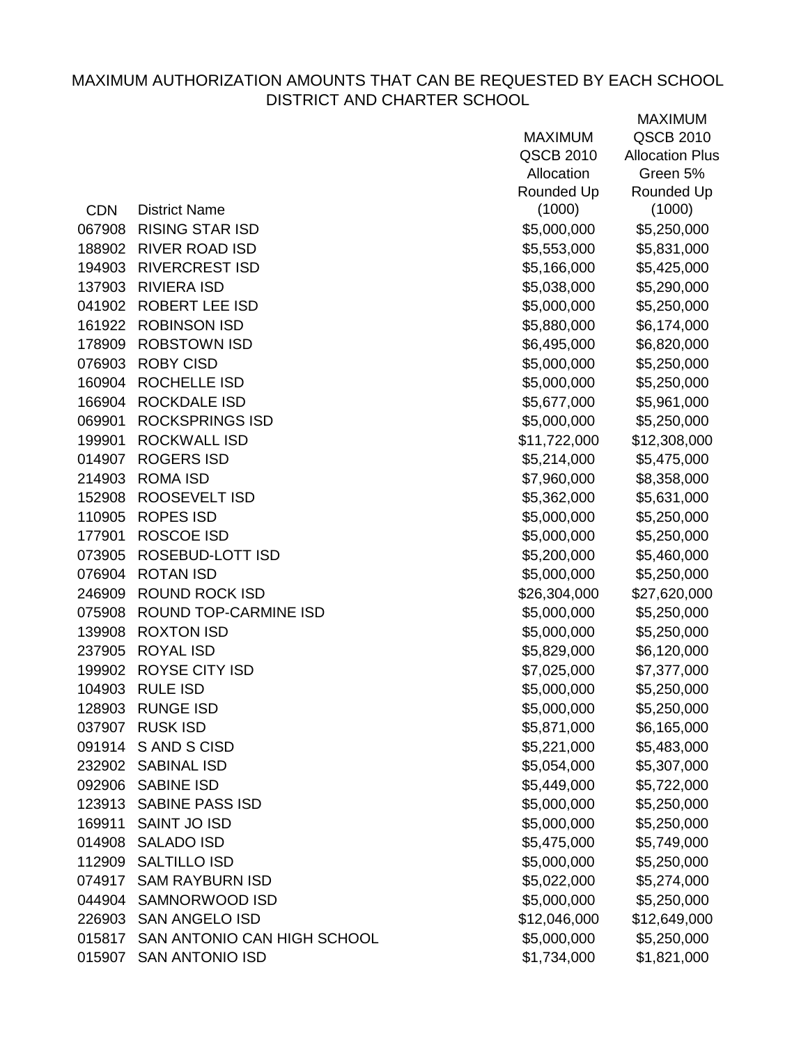MAXIMUM AUTHORIZATION AMOUNTS THAT CAN BE REQUESTED BY EACH SCHOOL DISTRICT AND CHARTER SCHOOL

| CDN | District Name | MAXIMUM QSCB 2010 Allocation Rounded Up (1000) | MAXIMUM QSCB 2010 Allocation Plus Green 5% Rounded Up (1000) |
|---|---|---|---|
| 067908 | RISING STAR ISD | $5,000,000 | $5,250,000 |
| 188902 | RIVER ROAD ISD | $5,553,000 | $5,831,000 |
| 194903 | RIVERCREST ISD | $5,166,000 | $5,425,000 |
| 137903 | RIVIERA ISD | $5,038,000 | $5,290,000 |
| 041902 | ROBERT LEE ISD | $5,000,000 | $5,250,000 |
| 161922 | ROBINSON ISD | $5,880,000 | $6,174,000 |
| 178909 | ROBSTOWN ISD | $6,495,000 | $6,820,000 |
| 076903 | ROBY CISD | $5,000,000 | $5,250,000 |
| 160904 | ROCHELLE ISD | $5,000,000 | $5,250,000 |
| 166904 | ROCKDALE ISD | $5,677,000 | $5,961,000 |
| 069901 | ROCKSPRINGS ISD | $5,000,000 | $5,250,000 |
| 199901 | ROCKWALL ISD | $11,722,000 | $12,308,000 |
| 014907 | ROGERS ISD | $5,214,000 | $5,475,000 |
| 214903 | ROMA ISD | $7,960,000 | $8,358,000 |
| 152908 | ROOSEVELT ISD | $5,362,000 | $5,631,000 |
| 110905 | ROPES ISD | $5,000,000 | $5,250,000 |
| 177901 | ROSCOE ISD | $5,000,000 | $5,250,000 |
| 073905 | ROSEBUD-LOTT ISD | $5,200,000 | $5,460,000 |
| 076904 | ROTAN ISD | $5,000,000 | $5,250,000 |
| 246909 | ROUND ROCK ISD | $26,304,000 | $27,620,000 |
| 075908 | ROUND TOP-CARMINE ISD | $5,000,000 | $5,250,000 |
| 139908 | ROXTON ISD | $5,000,000 | $5,250,000 |
| 237905 | ROYAL ISD | $5,829,000 | $6,120,000 |
| 199902 | ROYSE CITY ISD | $7,025,000 | $7,377,000 |
| 104903 | RULE ISD | $5,000,000 | $5,250,000 |
| 128903 | RUNGE ISD | $5,000,000 | $5,250,000 |
| 037907 | RUSK ISD | $5,871,000 | $6,165,000 |
| 091914 | S AND S CISD | $5,221,000 | $5,483,000 |
| 232902 | SABINAL ISD | $5,054,000 | $5,307,000 |
| 092906 | SABINE ISD | $5,449,000 | $5,722,000 |
| 123913 | SABINE PASS ISD | $5,000,000 | $5,250,000 |
| 169911 | SAINT JO ISD | $5,000,000 | $5,250,000 |
| 014908 | SALADO ISD | $5,475,000 | $5,749,000 |
| 112909 | SALTILLO ISD | $5,000,000 | $5,250,000 |
| 074917 | SAM RAYBURN ISD | $5,022,000 | $5,274,000 |
| 044904 | SAMNORWOOD ISD | $5,000,000 | $5,250,000 |
| 226903 | SAN ANGELO ISD | $12,046,000 | $12,649,000 |
| 015817 | SAN ANTONIO CAN HIGH SCHOOL | $5,000,000 | $5,250,000 |
| 015907 | SAN ANTONIO ISD | $1,734,000 | $1,821,000 |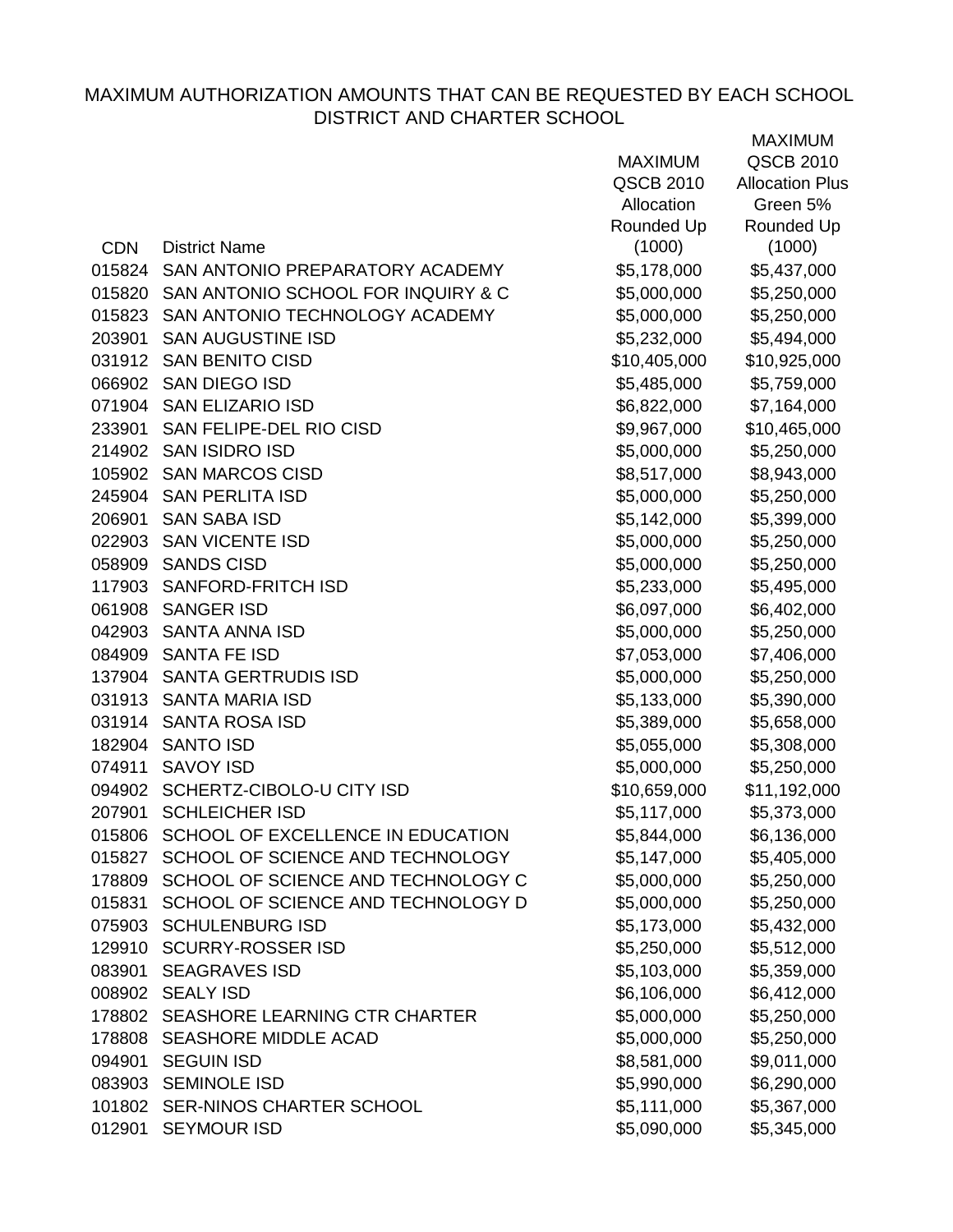# MAXIMUM AUTHORIZATION AMOUNTS THAT CAN BE REQUESTED BY EACH SCHOOL DISTRICT AND CHARTER SCHOOL

| CDN | District Name | MAXIMUM QSCB 2010 Allocation Rounded Up (1000) | MAXIMUM QSCB 2010 Allocation Plus Green 5% Rounded Up (1000) |
|---|---|---|---|
| 015824 | SAN ANTONIO PREPARATORY ACADEMY | $5,178,000 | $5,437,000 |
| 015820 | SAN ANTONIO SCHOOL FOR INQUIRY & C | $5,000,000 | $5,250,000 |
| 015823 | SAN ANTONIO TECHNOLOGY ACADEMY | $5,000,000 | $5,250,000 |
| 203901 | SAN AUGUSTINE ISD | $5,232,000 | $5,494,000 |
| 031912 | SAN BENITO CISD | $10,405,000 | $10,925,000 |
| 066902 | SAN DIEGO ISD | $5,485,000 | $5,759,000 |
| 071904 | SAN ELIZARIO ISD | $6,822,000 | $7,164,000 |
| 233901 | SAN FELIPE-DEL RIO CISD | $9,967,000 | $10,465,000 |
| 214902 | SAN ISIDRO ISD | $5,000,000 | $5,250,000 |
| 105902 | SAN MARCOS CISD | $8,517,000 | $8,943,000 |
| 245904 | SAN PERLITA ISD | $5,000,000 | $5,250,000 |
| 206901 | SAN SABA ISD | $5,142,000 | $5,399,000 |
| 022903 | SAN VICENTE ISD | $5,000,000 | $5,250,000 |
| 058909 | SANDS CISD | $5,000,000 | $5,250,000 |
| 117903 | SANFORD-FRITCH ISD | $5,233,000 | $5,495,000 |
| 061908 | SANGER ISD | $6,097,000 | $6,402,000 |
| 042903 | SANTA ANNA ISD | $5,000,000 | $5,250,000 |
| 084909 | SANTA FE ISD | $7,053,000 | $7,406,000 |
| 137904 | SANTA GERTRUDIS ISD | $5,000,000 | $5,250,000 |
| 031913 | SANTA MARIA ISD | $5,133,000 | $5,390,000 |
| 031914 | SANTA ROSA ISD | $5,389,000 | $5,658,000 |
| 182904 | SANTO ISD | $5,055,000 | $5,308,000 |
| 074911 | SAVOY ISD | $5,000,000 | $5,250,000 |
| 094902 | SCHERTZ-CIBOLO-U CITY ISD | $10,659,000 | $11,192,000 |
| 207901 | SCHLEICHER ISD | $5,117,000 | $5,373,000 |
| 015806 | SCHOOL OF EXCELLENCE IN EDUCATION | $5,844,000 | $6,136,000 |
| 015827 | SCHOOL OF SCIENCE AND TECHNOLOGY | $5,147,000 | $5,405,000 |
| 178809 | SCHOOL OF SCIENCE AND TECHNOLOGY C | $5,000,000 | $5,250,000 |
| 015831 | SCHOOL OF SCIENCE AND TECHNOLOGY D | $5,000,000 | $5,250,000 |
| 075903 | SCHULENBURG ISD | $5,173,000 | $5,432,000 |
| 129910 | SCURRY-ROSSER ISD | $5,250,000 | $5,512,000 |
| 083901 | SEAGRAVES ISD | $5,103,000 | $5,359,000 |
| 008902 | SEALY ISD | $6,106,000 | $6,412,000 |
| 178802 | SEASHORE LEARNING CTR CHARTER | $5,000,000 | $5,250,000 |
| 178808 | SEASHORE MIDDLE ACAD | $5,000,000 | $5,250,000 |
| 094901 | SEGUIN ISD | $8,581,000 | $9,011,000 |
| 083903 | SEMINOLE ISD | $5,990,000 | $6,290,000 |
| 101802 | SER-NINOS CHARTER SCHOOL | $5,111,000 | $5,367,000 |
| 012901 | SEYMOUR ISD | $5,090,000 | $5,345,000 |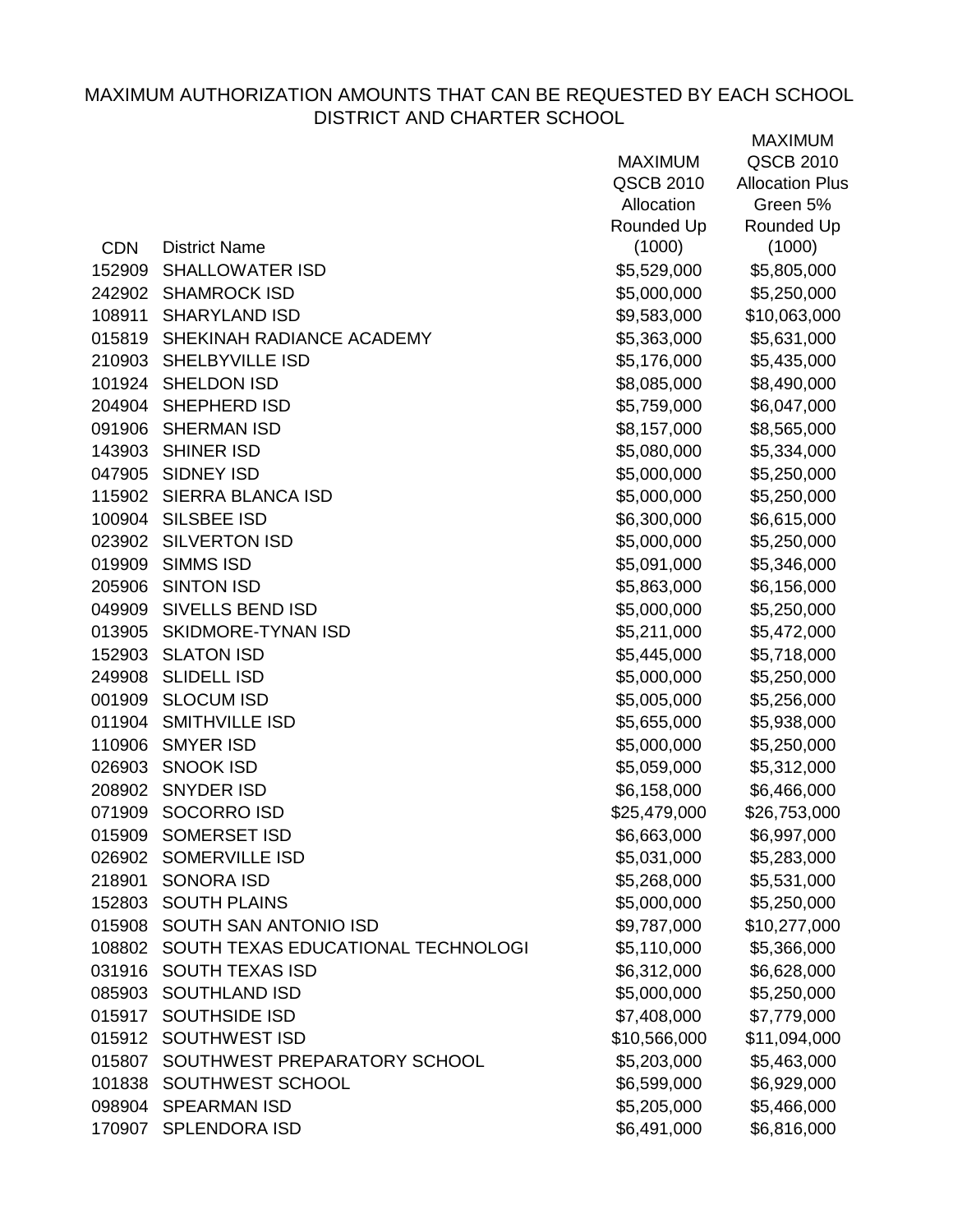MAXIMUM AUTHORIZATION AMOUNTS THAT CAN BE REQUESTED BY EACH SCHOOL DISTRICT AND CHARTER SCHOOL

| CDN | District Name | MAXIMUM QSCB 2010 Allocation Rounded Up (1000) | MAXIMUM QSCB 2010 Allocation Plus Green 5% Rounded Up (1000) |
|---|---|---|---|
| 152909 | SHALLOWATER ISD | $5,529,000 | $5,805,000 |
| 242902 | SHAMROCK ISD | $5,000,000 | $5,250,000 |
| 108911 | SHARYLAND ISD | $9,583,000 | $10,063,000 |
| 015819 | SHEKINAH RADIANCE ACADEMY | $5,363,000 | $5,631,000 |
| 210903 | SHELBYVILLE ISD | $5,176,000 | $5,435,000 |
| 101924 | SHELDON ISD | $8,085,000 | $8,490,000 |
| 204904 | SHEPHERD ISD | $5,759,000 | $6,047,000 |
| 091906 | SHERMAN ISD | $8,157,000 | $8,565,000 |
| 143903 | SHINER ISD | $5,080,000 | $5,334,000 |
| 047905 | SIDNEY ISD | $5,000,000 | $5,250,000 |
| 115902 | SIERRA BLANCA ISD | $5,000,000 | $5,250,000 |
| 100904 | SILSBEE ISD | $6,300,000 | $6,615,000 |
| 023902 | SILVERTON ISD | $5,000,000 | $5,250,000 |
| 019909 | SIMMS ISD | $5,091,000 | $5,346,000 |
| 205906 | SINTON ISD | $5,863,000 | $6,156,000 |
| 049909 | SIVELLS BEND ISD | $5,000,000 | $5,250,000 |
| 013905 | SKIDMORE-TYNAN ISD | $5,211,000 | $5,472,000 |
| 152903 | SLATON ISD | $5,445,000 | $5,718,000 |
| 249908 | SLIDELL ISD | $5,000,000 | $5,250,000 |
| 001909 | SLOCUM ISD | $5,005,000 | $5,256,000 |
| 011904 | SMITHVILLE ISD | $5,655,000 | $5,938,000 |
| 110906 | SMYER ISD | $5,000,000 | $5,250,000 |
| 026903 | SNOOK ISD | $5,059,000 | $5,312,000 |
| 208902 | SNYDER ISD | $6,158,000 | $6,466,000 |
| 071909 | SOCORRO ISD | $25,479,000 | $26,753,000 |
| 015909 | SOMERSET ISD | $6,663,000 | $6,997,000 |
| 026902 | SOMERVILLE ISD | $5,031,000 | $5,283,000 |
| 218901 | SONORA ISD | $5,268,000 | $5,531,000 |
| 152803 | SOUTH PLAINS | $5,000,000 | $5,250,000 |
| 015908 | SOUTH SAN ANTONIO ISD | $9,787,000 | $10,277,000 |
| 108802 | SOUTH TEXAS EDUCATIONAL TECHNOLOGI | $5,110,000 | $5,366,000 |
| 031916 | SOUTH TEXAS ISD | $6,312,000 | $6,628,000 |
| 085903 | SOUTHLAND ISD | $5,000,000 | $5,250,000 |
| 015917 | SOUTHSIDE ISD | $7,408,000 | $7,779,000 |
| 015912 | SOUTHWEST ISD | $10,566,000 | $11,094,000 |
| 015807 | SOUTHWEST PREPARATORY SCHOOL | $5,203,000 | $5,463,000 |
| 101838 | SOUTHWEST SCHOOL | $6,599,000 | $6,929,000 |
| 098904 | SPEARMAN ISD | $5,205,000 | $5,466,000 |
| 170907 | SPLENDORA ISD | $6,491,000 | $6,816,000 |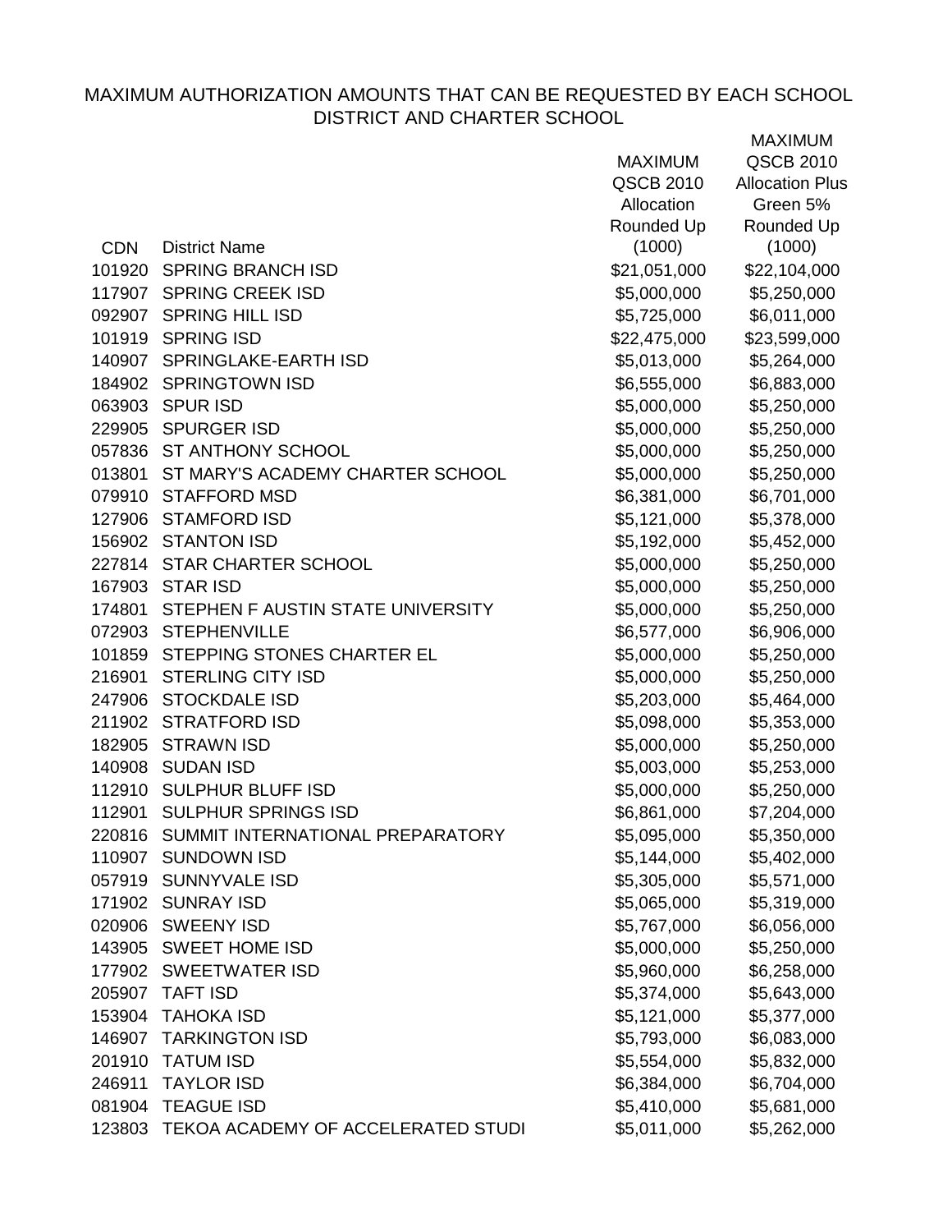# MAXIMUM AUTHORIZATION AMOUNTS THAT CAN BE REQUESTED BY EACH SCHOOL DISTRICT AND CHARTER SCHOOL

| CDN | District Name | MAXIMUM QSCB 2010 Allocation Rounded Up (1000) | MAXIMUM QSCB 2010 Allocation Plus Green 5% Rounded Up (1000) |
|---|---|---|---|
| 101920 | SPRING BRANCH ISD | $21,051,000 | $22,104,000 |
| 117907 | SPRING CREEK ISD | $5,000,000 | $5,250,000 |
| 092907 | SPRING HILL ISD | $5,725,000 | $6,011,000 |
| 101919 | SPRING ISD | $22,475,000 | $23,599,000 |
| 140907 | SPRINGLAKE-EARTH ISD | $5,013,000 | $5,264,000 |
| 184902 | SPRINGTOWN ISD | $6,555,000 | $6,883,000 |
| 063903 | SPUR ISD | $5,000,000 | $5,250,000 |
| 229905 | SPURGER ISD | $5,000,000 | $5,250,000 |
| 057836 | ST ANTHONY SCHOOL | $5,000,000 | $5,250,000 |
| 013801 | ST MARY'S ACADEMY CHARTER SCHOOL | $5,000,000 | $5,250,000 |
| 079910 | STAFFORD MSD | $6,381,000 | $6,701,000 |
| 127906 | STAMFORD ISD | $5,121,000 | $5,378,000 |
| 156902 | STANTON ISD | $5,192,000 | $5,452,000 |
| 227814 | STAR CHARTER SCHOOL | $5,000,000 | $5,250,000 |
| 167903 | STAR ISD | $5,000,000 | $5,250,000 |
| 174801 | STEPHEN F AUSTIN STATE UNIVERSITY | $5,000,000 | $5,250,000 |
| 072903 | STEPHENVILLE | $6,577,000 | $6,906,000 |
| 101859 | STEPPING STONES CHARTER EL | $5,000,000 | $5,250,000 |
| 216901 | STERLING CITY ISD | $5,000,000 | $5,250,000 |
| 247906 | STOCKDALE ISD | $5,203,000 | $5,464,000 |
| 211902 | STRATFORD ISD | $5,098,000 | $5,353,000 |
| 182905 | STRAWN ISD | $5,000,000 | $5,250,000 |
| 140908 | SUDAN ISD | $5,003,000 | $5,253,000 |
| 112910 | SULPHUR BLUFF ISD | $5,000,000 | $5,250,000 |
| 112901 | SULPHUR SPRINGS ISD | $6,861,000 | $7,204,000 |
| 220816 | SUMMIT INTERNATIONAL PREPARATORY | $5,095,000 | $5,350,000 |
| 110907 | SUNDOWN ISD | $5,144,000 | $5,402,000 |
| 057919 | SUNNYVALE ISD | $5,305,000 | $5,571,000 |
| 171902 | SUNRAY ISD | $5,065,000 | $5,319,000 |
| 020906 | SWEENY ISD | $5,767,000 | $6,056,000 |
| 143905 | SWEET HOME ISD | $5,000,000 | $5,250,000 |
| 177902 | SWEETWATER ISD | $5,960,000 | $6,258,000 |
| 205907 | TAFT ISD | $5,374,000 | $5,643,000 |
| 153904 | TAHOKA ISD | $5,121,000 | $5,377,000 |
| 146907 | TARKINGTON ISD | $5,793,000 | $6,083,000 |
| 201910 | TATUM ISD | $5,554,000 | $5,832,000 |
| 246911 | TAYLOR ISD | $6,384,000 | $6,704,000 |
| 081904 | TEAGUE ISD | $5,410,000 | $5,681,000 |
| 123803 | TEKOA ACADEMY OF ACCELERATED STUDI | $5,011,000 | $5,262,000 |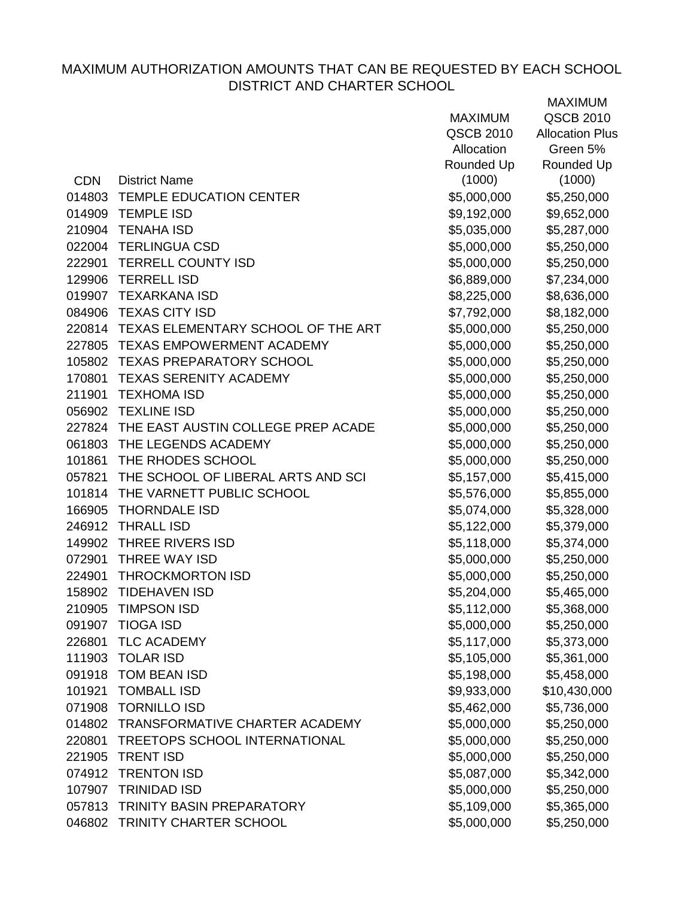# MAXIMUM AUTHORIZATION AMOUNTS THAT CAN BE REQUESTED BY EACH SCHOOL DISTRICT AND CHARTER SCHOOL

| CDN | District Name | MAXIMUM QSCB 2010 Allocation Rounded Up (1000) | MAXIMUM QSCB 2010 Allocation Plus Green 5% Rounded Up (1000) |
|---|---|---|---|
| 014803 | TEMPLE EDUCATION CENTER | $5,000,000 | $5,250,000 |
| 014909 | TEMPLE ISD | $9,192,000 | $9,652,000 |
| 210904 | TENAHA ISD | $5,035,000 | $5,287,000 |
| 022004 | TERLINGUA CSD | $5,000,000 | $5,250,000 |
| 222901 | TERRELL COUNTY ISD | $5,000,000 | $5,250,000 |
| 129906 | TERRELL ISD | $6,889,000 | $7,234,000 |
| 019907 | TEXARKANA ISD | $8,225,000 | $8,636,000 |
| 084906 | TEXAS CITY ISD | $7,792,000 | $8,182,000 |
| 220814 | TEXAS ELEMENTARY SCHOOL OF THE ART | $5,000,000 | $5,250,000 |
| 227805 | TEXAS EMPOWERMENT ACADEMY | $5,000,000 | $5,250,000 |
| 105802 | TEXAS PREPARATORY SCHOOL | $5,000,000 | $5,250,000 |
| 170801 | TEXAS SERENITY ACADEMY | $5,000,000 | $5,250,000 |
| 211901 | TEXHOMA ISD | $5,000,000 | $5,250,000 |
| 056902 | TEXLINE ISD | $5,000,000 | $5,250,000 |
| 227824 | THE EAST AUSTIN COLLEGE PREP ACADE | $5,000,000 | $5,250,000 |
| 061803 | THE LEGENDS ACADEMY | $5,000,000 | $5,250,000 |
| 101861 | THE RHODES SCHOOL | $5,000,000 | $5,250,000 |
| 057821 | THE SCHOOL OF LIBERAL ARTS AND SCI | $5,157,000 | $5,415,000 |
| 101814 | THE VARNETT PUBLIC SCHOOL | $5,576,000 | $5,855,000 |
| 166905 | THORNDALE ISD | $5,074,000 | $5,328,000 |
| 246912 | THRALL ISD | $5,122,000 | $5,379,000 |
| 149902 | THREE RIVERS ISD | $5,118,000 | $5,374,000 |
| 072901 | THREE WAY ISD | $5,000,000 | $5,250,000 |
| 224901 | THROCKMORTON ISD | $5,000,000 | $5,250,000 |
| 158902 | TIDEHAVEN ISD | $5,204,000 | $5,465,000 |
| 210905 | TIMPSON ISD | $5,112,000 | $5,368,000 |
| 091907 | TIOGA ISD | $5,000,000 | $5,250,000 |
| 226801 | TLC ACADEMY | $5,117,000 | $5,373,000 |
| 111903 | TOLAR ISD | $5,105,000 | $5,361,000 |
| 091918 | TOM BEAN ISD | $5,198,000 | $5,458,000 |
| 101921 | TOMBALL ISD | $9,933,000 | $10,430,000 |
| 071908 | TORNILLO ISD | $5,462,000 | $5,736,000 |
| 014802 | TRANSFORMATIVE CHARTER ACADEMY | $5,000,000 | $5,250,000 |
| 220801 | TREETOPS SCHOOL INTERNATIONAL | $5,000,000 | $5,250,000 |
| 221905 | TRENT ISD | $5,000,000 | $5,250,000 |
| 074912 | TRENTON ISD | $5,087,000 | $5,342,000 |
| 107907 | TRINIDAD ISD | $5,000,000 | $5,250,000 |
| 057813 | TRINITY BASIN PREPARATORY | $5,109,000 | $5,365,000 |
| 046802 | TRINITY CHARTER SCHOOL | $5,000,000 | $5,250,000 |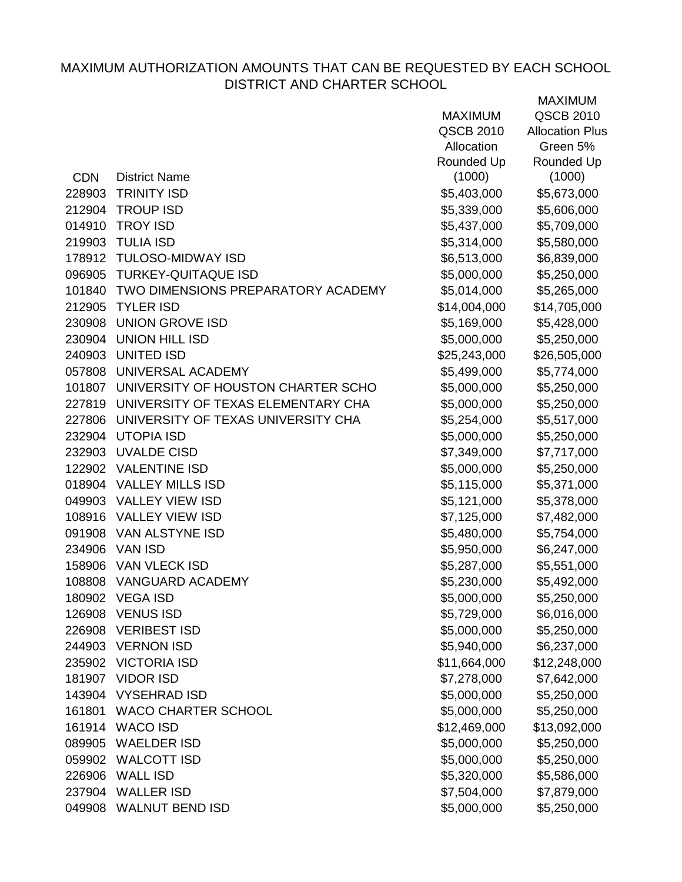# MAXIMUM AUTHORIZATION AMOUNTS THAT CAN BE REQUESTED BY EACH SCHOOL DISTRICT AND CHARTER SCHOOL

| CDN | District Name | MAXIMUM QSCB 2010 Allocation Rounded Up (1000) | MAXIMUM QSCB 2010 Allocation Plus Green 5% Rounded Up (1000) |
|---|---|---|---|
| 228903 | TRINITY ISD | $5,403,000 | $5,673,000 |
| 212904 | TROUP ISD | $5,339,000 | $5,606,000 |
| 014910 | TROY ISD | $5,437,000 | $5,709,000 |
| 219903 | TULIA ISD | $5,314,000 | $5,580,000 |
| 178912 | TULOSO-MIDWAY ISD | $6,513,000 | $6,839,000 |
| 096905 | TURKEY-QUITAQUE ISD | $5,000,000 | $5,250,000 |
| 101840 | TWO DIMENSIONS PREPARATORY ACADEMY | $5,014,000 | $5,265,000 |
| 212905 | TYLER ISD | $14,004,000 | $14,705,000 |
| 230908 | UNION GROVE ISD | $5,169,000 | $5,428,000 |
| 230904 | UNION HILL ISD | $5,000,000 | $5,250,000 |
| 240903 | UNITED ISD | $25,243,000 | $26,505,000 |
| 057808 | UNIVERSAL ACADEMY | $5,499,000 | $5,774,000 |
| 101807 | UNIVERSITY OF HOUSTON CHARTER SCHO | $5,000,000 | $5,250,000 |
| 227819 | UNIVERSITY OF TEXAS ELEMENTARY CHA | $5,000,000 | $5,250,000 |
| 227806 | UNIVERSITY OF TEXAS UNIVERSITY CHA | $5,254,000 | $5,517,000 |
| 232904 | UTOPIA ISD | $5,000,000 | $5,250,000 |
| 232903 | UVALDE CISD | $7,349,000 | $7,717,000 |
| 122902 | VALENTINE ISD | $5,000,000 | $5,250,000 |
| 018904 | VALLEY MILLS ISD | $5,115,000 | $5,371,000 |
| 049903 | VALLEY VIEW ISD | $5,121,000 | $5,378,000 |
| 108916 | VALLEY VIEW ISD | $7,125,000 | $7,482,000 |
| 091908 | VAN ALSTYNE ISD | $5,480,000 | $5,754,000 |
| 234906 | VAN ISD | $5,950,000 | $6,247,000 |
| 158906 | VAN VLECK ISD | $5,287,000 | $5,551,000 |
| 108808 | VANGUARD ACADEMY | $5,230,000 | $5,492,000 |
| 180902 | VEGA ISD | $5,000,000 | $5,250,000 |
| 126908 | VENUS ISD | $5,729,000 | $6,016,000 |
| 226908 | VERIBEST ISD | $5,000,000 | $5,250,000 |
| 244903 | VERNON ISD | $5,940,000 | $6,237,000 |
| 235902 | VICTORIA ISD | $11,664,000 | $12,248,000 |
| 181907 | VIDOR ISD | $7,278,000 | $7,642,000 |
| 143904 | VYSEHRAD ISD | $5,000,000 | $5,250,000 |
| 161801 | WACO CHARTER SCHOOL | $5,000,000 | $5,250,000 |
| 161914 | WACO ISD | $12,469,000 | $13,092,000 |
| 089905 | WAELDER ISD | $5,000,000 | $5,250,000 |
| 059902 | WALCOTT ISD | $5,000,000 | $5,250,000 |
| 226906 | WALL ISD | $5,320,000 | $5,586,000 |
| 237904 | WALLER ISD | $7,504,000 | $7,879,000 |
| 049908 | WALNUT BEND ISD | $5,000,000 | $5,250,000 |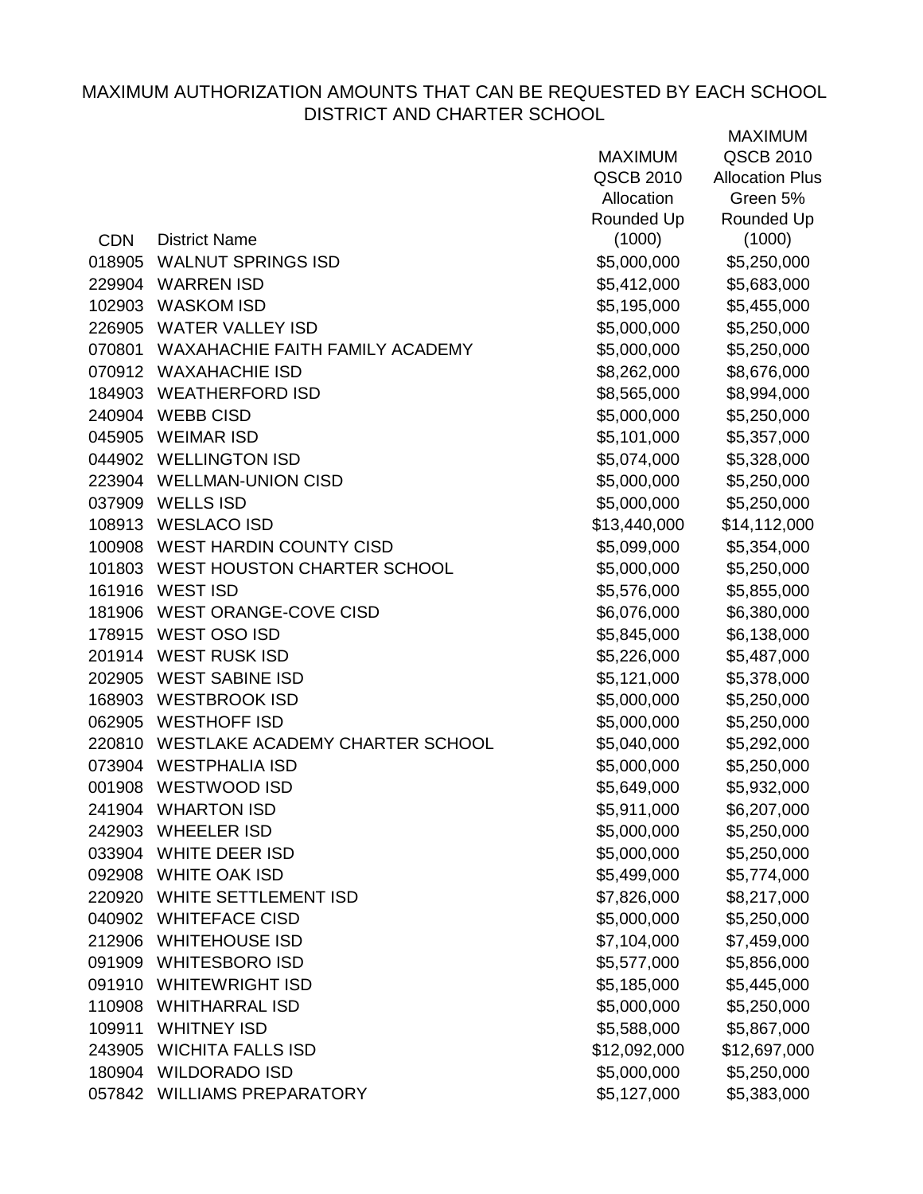# MAXIMUM AUTHORIZATION AMOUNTS THAT CAN BE REQUESTED BY EACH SCHOOL DISTRICT AND CHARTER SCHOOL

| CDN | District Name | MAXIMUM QSCB 2010 Allocation Rounded Up (1000) | MAXIMUM QSCB 2010 Allocation Plus Green 5% Rounded Up (1000) |
|---|---|---|---|
| 018905 | WALNUT SPRINGS ISD | $5,000,000 | $5,250,000 |
| 229904 | WARREN ISD | $5,412,000 | $5,683,000 |
| 102903 | WASKOM ISD | $5,195,000 | $5,455,000 |
| 226905 | WATER VALLEY ISD | $5,000,000 | $5,250,000 |
| 070801 | WAXAHACHIE FAITH FAMILY ACADEMY | $5,000,000 | $5,250,000 |
| 070912 | WAXAHACHIE ISD | $8,262,000 | $8,676,000 |
| 184903 | WEATHERFORD ISD | $8,565,000 | $8,994,000 |
| 240904 | WEBB CISD | $5,000,000 | $5,250,000 |
| 045905 | WEIMAR ISD | $5,101,000 | $5,357,000 |
| 044902 | WELLINGTON ISD | $5,074,000 | $5,328,000 |
| 223904 | WELLMAN-UNION CISD | $5,000,000 | $5,250,000 |
| 037909 | WELLS ISD | $5,000,000 | $5,250,000 |
| 108913 | WESLACO ISD | $13,440,000 | $14,112,000 |
| 100908 | WEST HARDIN COUNTY CISD | $5,099,000 | $5,354,000 |
| 101803 | WEST HOUSTON CHARTER SCHOOL | $5,000,000 | $5,250,000 |
| 161916 | WEST ISD | $5,576,000 | $5,855,000 |
| 181906 | WEST ORANGE-COVE CISD | $6,076,000 | $6,380,000 |
| 178915 | WEST OSO ISD | $5,845,000 | $6,138,000 |
| 201914 | WEST RUSK ISD | $5,226,000 | $5,487,000 |
| 202905 | WEST SABINE ISD | $5,121,000 | $5,378,000 |
| 168903 | WESTBROOK ISD | $5,000,000 | $5,250,000 |
| 062905 | WESTHOFF ISD | $5,000,000 | $5,250,000 |
| 220810 | WESTLAKE ACADEMY CHARTER SCHOOL | $5,040,000 | $5,292,000 |
| 073904 | WESTPHALIA ISD | $5,000,000 | $5,250,000 |
| 001908 | WESTWOOD ISD | $5,649,000 | $5,932,000 |
| 241904 | WHARTON ISD | $5,911,000 | $6,207,000 |
| 242903 | WHEELER ISD | $5,000,000 | $5,250,000 |
| 033904 | WHITE DEER ISD | $5,000,000 | $5,250,000 |
| 092908 | WHITE OAK ISD | $5,499,000 | $5,774,000 |
| 220920 | WHITE SETTLEMENT ISD | $7,826,000 | $8,217,000 |
| 040902 | WHITEFACE CISD | $5,000,000 | $5,250,000 |
| 212906 | WHITEHOUSE ISD | $7,104,000 | $7,459,000 |
| 091909 | WHITESBORO ISD | $5,577,000 | $5,856,000 |
| 091910 | WHITEWRIGHT ISD | $5,185,000 | $5,445,000 |
| 110908 | WHITHARRAL ISD | $5,000,000 | $5,250,000 |
| 109911 | WHITNEY ISD | $5,588,000 | $5,867,000 |
| 243905 | WICHITA FALLS ISD | $12,092,000 | $12,697,000 |
| 180904 | WILDORADO ISD | $5,000,000 | $5,250,000 |
| 057842 | WILLIAMS PREPARATORY | $5,127,000 | $5,383,000 |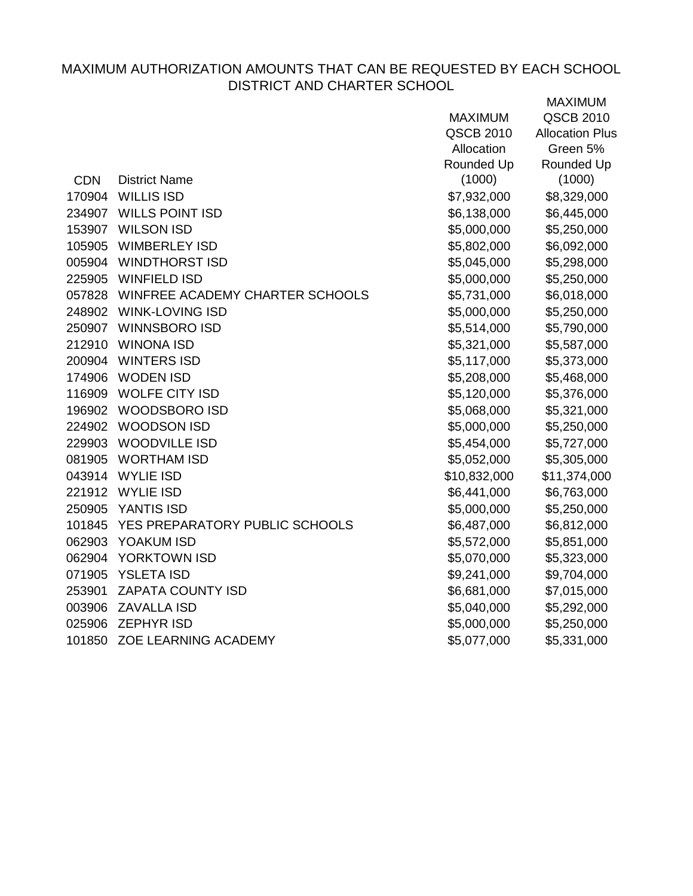MAXIMUM AUTHORIZATION AMOUNTS THAT CAN BE REQUESTED BY EACH SCHOOL DISTRICT AND CHARTER SCHOOL

| CDN | District Name | MAXIMUM QSCB 2010 Allocation Rounded Up (1000) | MAXIMUM QSCB 2010 Allocation Plus Green 5% Rounded Up (1000) |
|---|---|---|---|
| 170904 | WILLIS ISD | $7,932,000 | $8,329,000 |
| 234907 | WILLS POINT ISD | $6,138,000 | $6,445,000 |
| 153907 | WILSON ISD | $5,000,000 | $5,250,000 |
| 105905 | WIMBERLEY ISD | $5,802,000 | $6,092,000 |
| 005904 | WINDTHORST ISD | $5,045,000 | $5,298,000 |
| 225905 | WINFIELD ISD | $5,000,000 | $5,250,000 |
| 057828 | WINFREE ACADEMY CHARTER SCHOOLS | $5,731,000 | $6,018,000 |
| 248902 | WINK-LOVING ISD | $5,000,000 | $5,250,000 |
| 250907 | WINNSBORO ISD | $5,514,000 | $5,790,000 |
| 212910 | WINONA ISD | $5,321,000 | $5,587,000 |
| 200904 | WINTERS ISD | $5,117,000 | $5,373,000 |
| 174906 | WODEN ISD | $5,208,000 | $5,468,000 |
| 116909 | WOLFE CITY ISD | $5,120,000 | $5,376,000 |
| 196902 | WOODSBORO ISD | $5,068,000 | $5,321,000 |
| 224902 | WOODSON ISD | $5,000,000 | $5,250,000 |
| 229903 | WOODVILLE ISD | $5,454,000 | $5,727,000 |
| 081905 | WORTHAM ISD | $5,052,000 | $5,305,000 |
| 043914 | WYLIE ISD | $10,832,000 | $11,374,000 |
| 221912 | WYLIE ISD | $6,441,000 | $6,763,000 |
| 250905 | YANTIS ISD | $5,000,000 | $5,250,000 |
| 101845 | YES PREPARATORY PUBLIC SCHOOLS | $6,487,000 | $6,812,000 |
| 062903 | YOAKUM ISD | $5,572,000 | $5,851,000 |
| 062904 | YORKTOWN ISD | $5,070,000 | $5,323,000 |
| 071905 | YSLETA ISD | $9,241,000 | $9,704,000 |
| 253901 | ZAPATA COUNTY ISD | $6,681,000 | $7,015,000 |
| 003906 | ZAVALLA ISD | $5,040,000 | $5,292,000 |
| 025906 | ZEPHYR ISD | $5,000,000 | $5,250,000 |
| 101850 | ZOE LEARNING ACADEMY | $5,077,000 | $5,331,000 |